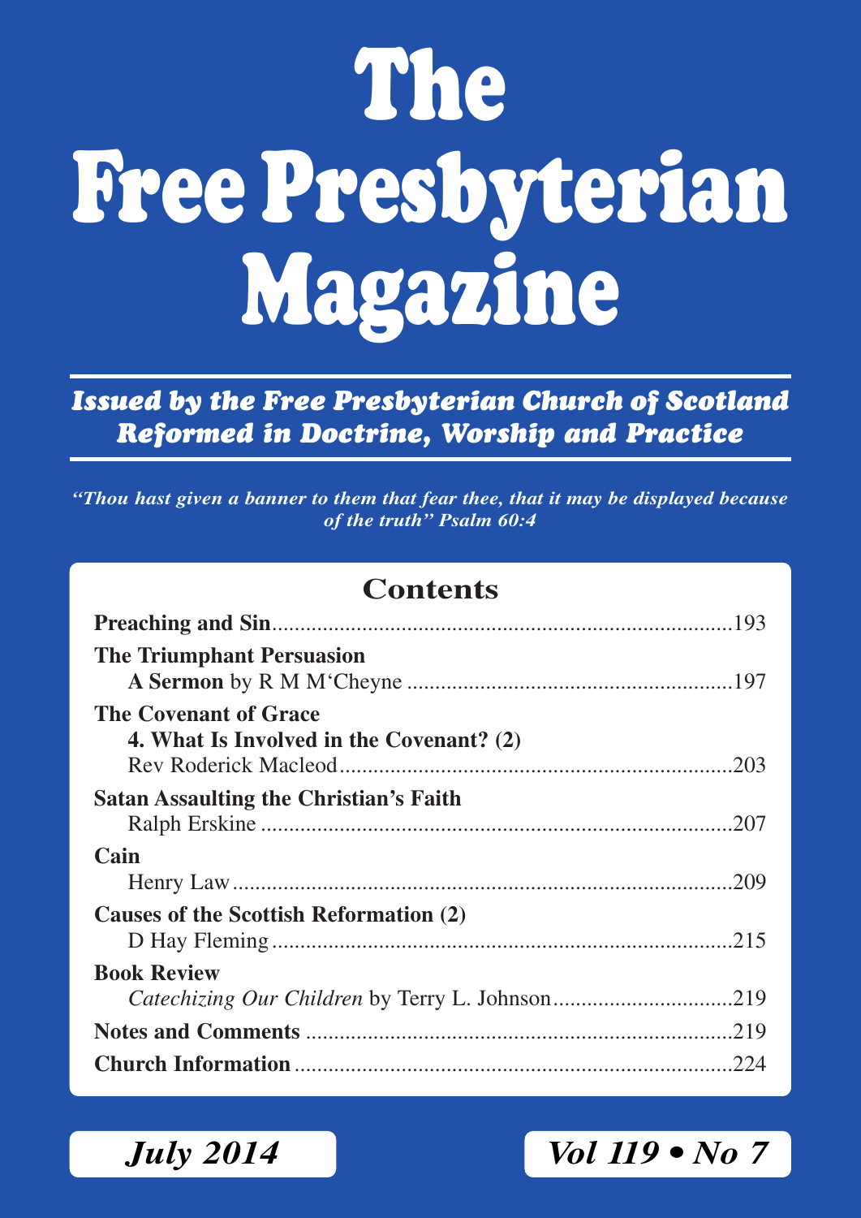# The Free Presbyterian Magazine

***Issued by the Free Presbyterian Church of Scotland***
***Reformed in Doctrine, Worship and Practice***

***"Thou hast given a banner to them that fear thee, that it may be displayed because of the truth" Psalm 60:4***

## Contents

**Preaching and Sin**.................................................................193

**The Triumphant Persuasion**
**A Sermon** by R M M'Cheyne ..........................................................197

**The Covenant of Grace**
**4. What Is Involved in the Covenant? (2)**
Rev Roderick Macleod.....................................................................203

**Satan Assaulting the Christian's Faith**
Ralph Erskine ..................................................................................207

**Cain**
Henry Law.......................................................................................209

**Causes of the Scottish Reformation (2)**
D Hay Fleming ................................................................................215

**Book Review**
*Catechizing Our Children* by Terry L. Johnson...............................219

**Notes and Comments** ..........................................................................219

**Church Information** ............................................................................224

***July 2014*** ***Vol 119 • No 7***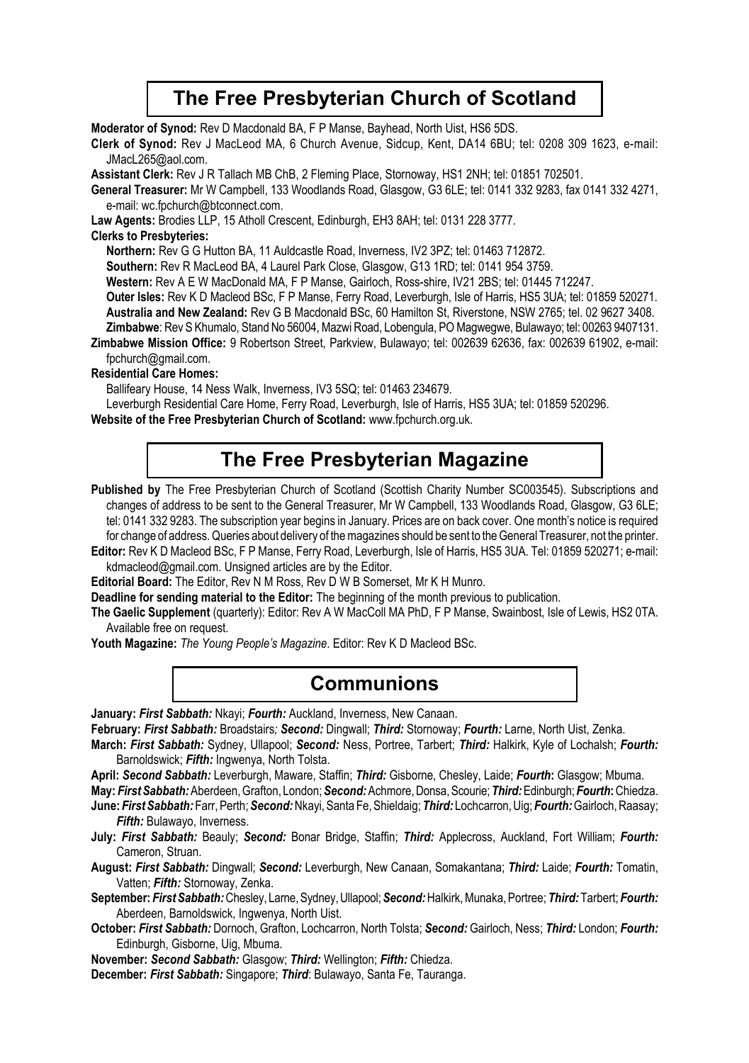## The Free Presbyterian Church of Scotland

**Moderator of Synod:** Rev D Macdonald BA, F P Manse, Bayhead, North Uist, HS6 5DS.

**Clerk of Synod:** Rev J MacLeod MA, 6 Church Avenue, Sidcup, Kent, DA14 6BU; tel: 0208 309 1623, e-mail: JMacL265@aol.com.

**Assistant Clerk:** Rev J R Tallach MB ChB, 2 Fleming Place, Stornoway, HS1 2NH; tel: 01851 702501.

**General Treasurer:** Mr W Campbell, 133 Woodlands Road, Glasgow, G3 6LE; tel: 0141 332 9283, fax 0141 332 4271, e-mail: wc.fpchurch@btconnect.com.

**Law Agents:** Brodies LLP, 15 Atholl Crescent, Edinburgh, EH3 8AH; tel: 0131 228 3777.

**Clerks to Presbyteries:**

**Northern:** Rev G G Hutton BA, 11 Auldcastle Road, Inverness, IV2 3PZ; tel: 01463 712872.

**Southern:** Rev R MacLeod BA, 4 Laurel Park Close, Glasgow, G13 1RD; tel: 0141 954 3759.

**Western:** Rev A E W MacDonald MA, F P Manse, Gairloch, Ross-shire, IV21 2BS; tel: 01445 712247.

**Outer Isles:** Rev K D Macleod BSc, F P Manse, Ferry Road, Leverburgh, Isle of Harris, HS5 3UA; tel: 01859 520271.

**Australia and New Zealand:** Rev G B Macdonald BSc, 60 Hamilton St, Riverstone, NSW 2765; tel. 02 9627 3408.

**Zimbabwe**: Rev S Khumalo, Stand No 56004, Mazwi Road, Lobengula, PO Magwegwe, Bulawayo; tel: 00263 9407131.

**Zimbabwe Mission Office:** 9 Robertson Street, Parkview, Bulawayo; tel: 002639 62636, fax: 002639 61902, e-mail: fpchurch@gmail.com.

**Residential Care Homes:**

Ballifeary House, 14 Ness Walk, Inverness, IV3 5SQ; tel: 01463 234679.

Leverburgh Residential Care Home, Ferry Road, Leverburgh, Isle of Harris, HS5 3UA; tel: 01859 520296.

**Website of the Free Presbyterian Church of Scotland:** www.fpchurch.org.uk.

## The Free Presbyterian Magazine

**Published by** The Free Presbyterian Church of Scotland (Scottish Charity Number SC003545). Subscriptions and changes of address to be sent to the General Treasurer, Mr W Campbell, 133 Woodlands Road, Glasgow, G3 6LE; tel: 0141 332 9283. The subscription year begins in January. Prices are on back cover. One month's notice is required for change of address. Queries about delivery of the magazines should be sent to the General Treasurer, not the printer.

**Editor:** Rev K D Macleod BSc, F P Manse, Ferry Road, Leverburgh, Isle of Harris, HS5 3UA. Tel: 01859 520271; e-mail: kdmacleod@gmail.com. Unsigned articles are by the Editor.

**Editorial Board:** The Editor, Rev N M Ross, Rev D W B Somerset, Mr K H Munro.

**Deadline for sending material to the Editor:** The beginning of the month previous to publication.

**The Gaelic Supplement** (quarterly): Editor: Rev A W MacColl MA PhD, F P Manse, Swainbost, Isle of Lewis, HS2 0TA. Available free on request.

**Youth Magazine:** *The Young People's Magazine*. Editor: Rev K D Macleod BSc.

## Communions

**January:** ***First Sabbath:*** Nkayi; ***Fourth:*** Auckland, Inverness, New Canaan.

**February:** ***First Sabbath:*** Broadstairs; ***Second:*** Dingwall; ***Third:*** Stornoway; ***Fourth:*** Larne, North Uist, Zenka.

**March:** ***First Sabbath:*** Sydney, Ullapool; ***Second:*** Ness, Portree, Tarbert; ***Third:*** Halkirk, Kyle of Lochalsh; ***Fourth:*** Barnoldswick; ***Fifth:*** Ingwenya, North Tolsta.

**April:** ***Second Sabbath:*** Leverburgh, Maware, Staffin; ***Third:*** Gisborne, Chesley, Laide; ***Fourth*:** Glasgow; Mbuma.

**May:** ***First Sabbath:*** Aberdeen, Grafton, London; ***Second:*** Achmore, Donsa, Scourie; ***Third:*** Edinburgh; ***Fourth*:** Chiedza.

**June:** ***First Sabbath:*** Farr, Perth; ***Second:*** Nkayi, Santa Fe, Shieldaig; ***Third:*** Lochcarron, Uig; ***Fourth:*** Gairloch, Raasay; ***Fifth:*** Bulawayo, Inverness.

**July:** ***First Sabbath:*** Beauly; ***Second:*** Bonar Bridge, Staffin; ***Third:*** Applecross, Auckland, Fort William; ***Fourth:*** Cameron, Struan.

**August:** ***First Sabbath:*** Dingwall; ***Second:*** Leverburgh, New Canaan, Somakantana; ***Third:*** Laide; ***Fourth:*** Tomatin, Vatten; ***Fifth:*** Stornoway, Zenka.

**September:** ***First Sabbath:*** Chesley, Larne, Sydney, Ullapool; ***Second:*** Halkirk, Munaka, Portree; ***Third:*** Tarbert; ***Fourth:*** Aberdeen, Barnoldswick, Ingwenya, North Uist.

**October:** ***First Sabbath:*** Dornoch, Grafton, Lochcarron, North Tolsta; ***Second:*** Gairloch, Ness; ***Third:*** London; ***Fourth:*** Edinburgh, Gisborne, Uig, Mbuma.

**November:** ***Second Sabbath:*** Glasgow; ***Third:*** Wellington; ***Fifth:*** Chiedza.

**December:** ***First Sabbath:*** Singapore; ***Third***: Bulawayo, Santa Fe, Tauranga.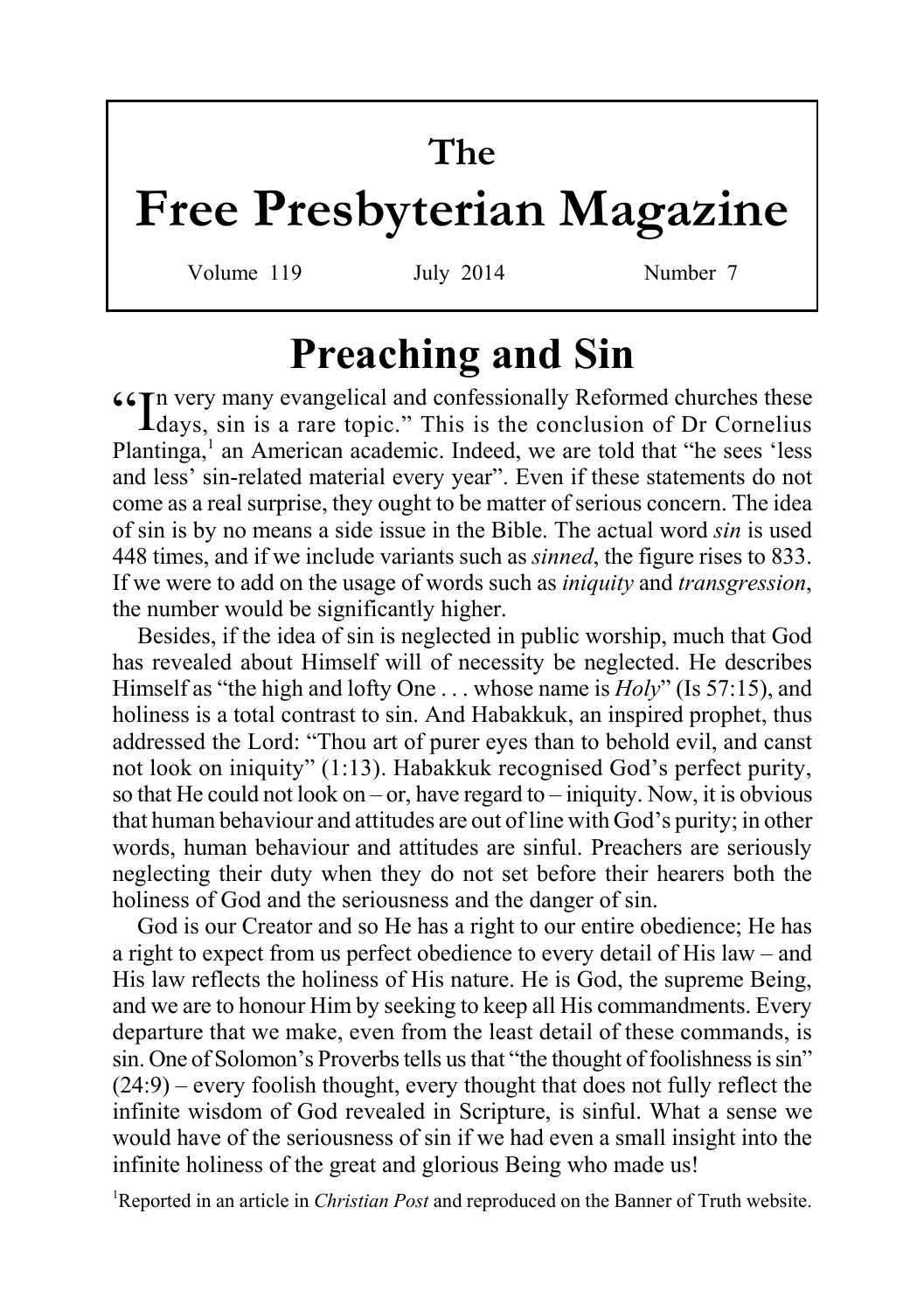# The Free Presbyterian Magazine

Volume 119 July 2014 Number 7

## Preaching and Sin

"In very many evangelical and confessionally Reformed churches these days, sin is a rare topic." This is the conclusion of Dr Cornelius Plantinga,[1] an American academic. Indeed, we are told that "he sees 'less and less' sin-related material every year". Even if these statements do not come as a real surprise, they ought to be matter of serious concern. The idea of sin is by no means a side issue in the Bible. The actual word *sin* is used 448 times, and if we include variants such as *sinned*, the figure rises to 833. If we were to add on the usage of words such as *iniquity* and *transgression*, the number would be significantly higher.

Besides, if the idea of sin is neglected in public worship, much that God has revealed about Himself will of necessity be neglected. He describes Himself as "the high and lofty One . . . whose name is *Holy*" (Is 57:15), and holiness is a total contrast to sin. And Habakkuk, an inspired prophet, thus addressed the Lord: "Thou art of purer eyes than to behold evil, and canst not look on iniquity" (1:13). Habakkuk recognised God's perfect purity, so that He could not look on – or, have regard to – iniquity. Now, it is obvious that human behaviour and attitudes are out of line with God's purity; in other words, human behaviour and attitudes are sinful. Preachers are seriously neglecting their duty when they do not set before their hearers both the holiness of God and the seriousness and the danger of sin.

God is our Creator and so He has a right to our entire obedience; He has a right to expect from us perfect obedience to every detail of His law – and His law reflects the holiness of His nature. He is God, the supreme Being, and we are to honour Him by seeking to keep all His commandments. Every departure that we make, even from the least detail of these commands, is sin. One of Solomon's Proverbs tells us that "the thought of foolishness is sin" (24:9) – every foolish thought, every thought that does not fully reflect the infinite wisdom of God revealed in Scripture, is sinful. What a sense we would have of the seriousness of sin if we had even a small insight into the infinite holiness of the great and glorious Being who made us!

[1]Reported in an article in *Christian Post* and reproduced on the Banner of Truth website.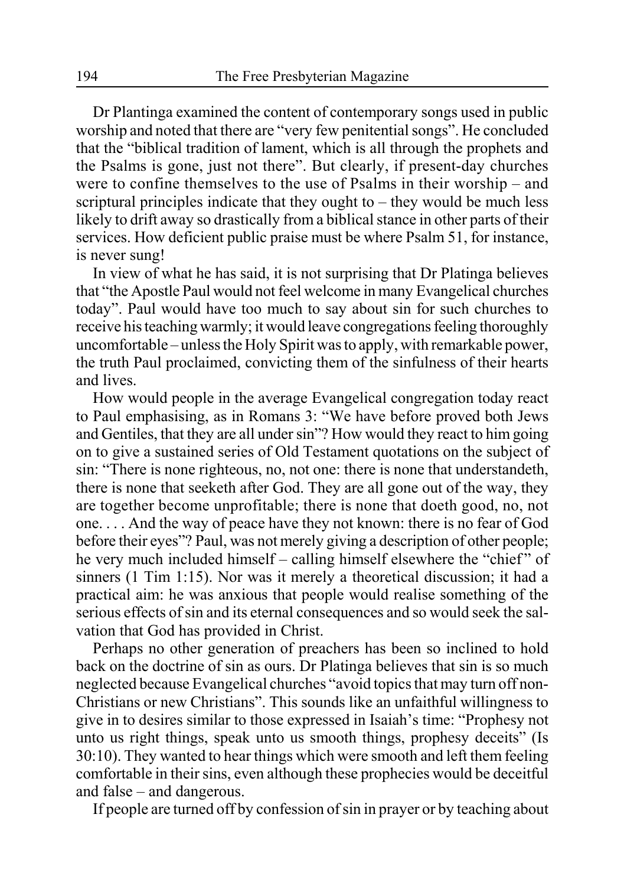Dr Plantinga examined the content of contemporary songs used in public worship and noted that there are "very few penitential songs". He concluded that the "biblical tradition of lament, which is all through the prophets and the Psalms is gone, just not there". But clearly, if present-day churches were to confine themselves to the use of Psalms in their worship – and scriptural principles indicate that they ought to – they would be much less likely to drift away so drastically from a biblical stance in other parts of their services. How deficient public praise must be where Psalm 51, for instance, is never sung!

In view of what he has said, it is not surprising that Dr Platinga believes that "the Apostle Paul would not feel welcome in many Evangelical churches today". Paul would have too much to say about sin for such churches to receive his teaching warmly; it would leave congregations feeling thoroughly uncomfortable – unless the Holy Spirit was to apply, with remarkable power, the truth Paul proclaimed, convicting them of the sinfulness of their hearts and lives.

How would people in the average Evangelical congregation today react to Paul emphasising, as in Romans 3: "We have before proved both Jews and Gentiles, that they are all under sin"? How would they react to him going on to give a sustained series of Old Testament quotations on the subject of sin: "There is none righteous, no, not one: there is none that understandeth, there is none that seeketh after God. They are all gone out of the way, they are together become unprofitable; there is none that doeth good, no, not one. . . . And the way of peace have they not known: there is no fear of God before their eyes"? Paul, was not merely giving a description of other people; he very much included himself – calling himself elsewhere the "chief" of sinners (1 Tim 1:15). Nor was it merely a theoretical discussion; it had a practical aim: he was anxious that people would realise something of the serious effects of sin and its eternal consequences and so would seek the salvation that God has provided in Christ.

Perhaps no other generation of preachers has been so inclined to hold back on the doctrine of sin as ours. Dr Platinga believes that sin is so much neglected because Evangelical churches "avoid topics that may turn off non-Christians or new Christians". This sounds like an unfaithful willingness to give in to desires similar to those expressed in Isaiah's time: "Prophesy not unto us right things, speak unto us smooth things, prophesy deceits" (Is 30:10). They wanted to hear things which were smooth and left them feeling comfortable in their sins, even although these prophecies would be deceitful and false – and dangerous.

If people are turned off by confession of sin in prayer or by teaching about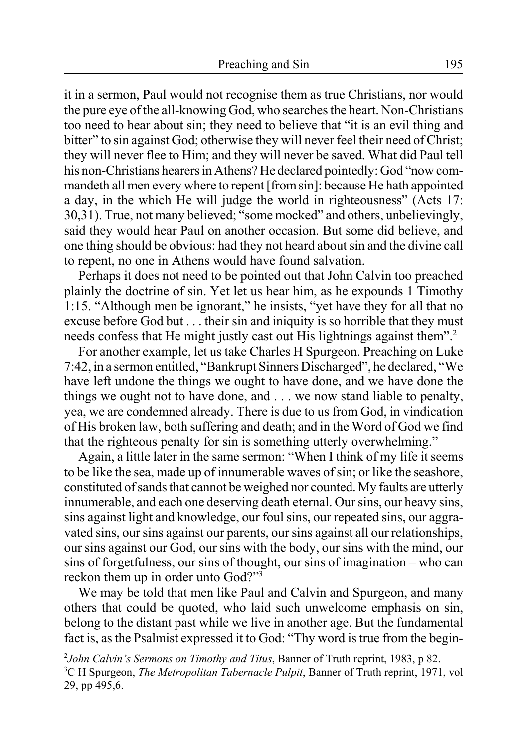it in a sermon, Paul would not recognise them as true Christians, nor would the pure eye of the all-knowing God, who searches the heart. Non-Christians too need to hear about sin; they need to believe that "it is an evil thing and bitter" to sin against God; otherwise they will never feel their need of Christ; they will never flee to Him; and they will never be saved. What did Paul tell his non-Christians hearers in Athens? He declared pointedly: God "now commandeth all men every where to repent [from sin]: because He hath appointed a day, in the which He will judge the world in righteousness" (Acts 17: 30,31). True, not many believed; "some mocked" and others, unbelievingly, said they would hear Paul on another occasion. But some did believe, and one thing should be obvious: had they not heard about sin and the divine call to repent, no one in Athens would have found salvation.

Perhaps it does not need to be pointed out that John Calvin too preached plainly the doctrine of sin. Yet let us hear him, as he expounds 1 Timothy 1:15. "Although men be ignorant," he insists, "yet have they for all that no excuse before God but . . . their sin and iniquity is so horrible that they must needs confess that He might justly cast out His lightnings against them".[2]

For another example, let us take Charles H Spurgeon. Preaching on Luke 7:42, in a sermon entitled, "Bankrupt Sinners Discharged", he declared, "We have left undone the things we ought to have done, and we have done the things we ought not to have done, and . . . we now stand liable to penalty, yea, we are condemned already. There is due to us from God, in vindication of His broken law, both suffering and death; and in the Word of God we find that the righteous penalty for sin is something utterly overwhelming."

Again, a little later in the same sermon: "When I think of my life it seems to be like the sea, made up of innumerable waves of sin; or like the seashore, constituted of sands that cannot be weighed nor counted. My faults are utterly innumerable, and each one deserving death eternal. Our sins, our heavy sins, sins against light and knowledge, our foul sins, our repeated sins, our aggravated sins, our sins against our parents, our sins against all our relationships, our sins against our God, our sins with the body, our sins with the mind, our sins of forgetfulness, our sins of thought, our sins of imagination – who can reckon them up in order unto God?"[3]

We may be told that men like Paul and Calvin and Spurgeon, and many others that could be quoted, who laid such unwelcome emphasis on sin, belong to the distant past while we live in another age. But the fundamental fact is, as the Psalmist expressed it to God: "Thy word is true from the begin-

[2]*John Calvin's Sermons on Timothy and Titus*, Banner of Truth reprint, 1983, p 82.

[3]C H Spurgeon, *The Metropolitan Tabernacle Pulpit*, Banner of Truth reprint, 1971, vol 29, pp 495,6.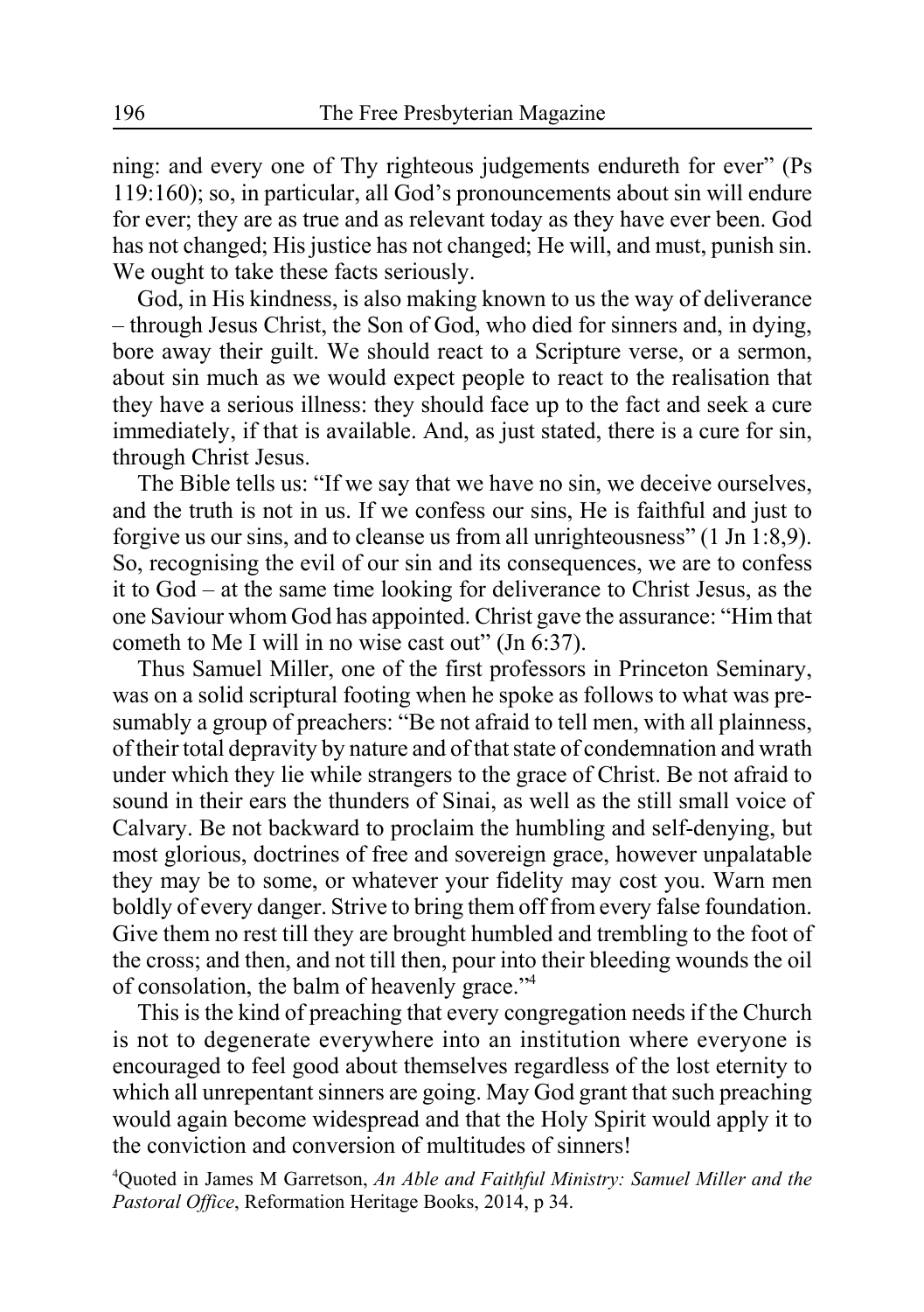ning: and every one of Thy righteous judgements endureth for ever" (Ps 119:160); so, in particular, all God's pronouncements about sin will endure for ever; they are as true and as relevant today as they have ever been. God has not changed; His justice has not changed; He will, and must, punish sin. We ought to take these facts seriously.

God, in His kindness, is also making known to us the way of deliverance – through Jesus Christ, the Son of God, who died for sinners and, in dying, bore away their guilt. We should react to a Scripture verse, or a sermon, about sin much as we would expect people to react to the realisation that they have a serious illness: they should face up to the fact and seek a cure immediately, if that is available. And, as just stated, there is a cure for sin, through Christ Jesus.

The Bible tells us: "If we say that we have no sin, we deceive ourselves, and the truth is not in us. If we confess our sins, He is faithful and just to forgive us our sins, and to cleanse us from all unrighteousness" (1 Jn 1:8,9). So, recognising the evil of our sin and its consequences, we are to confess it to God – at the same time looking for deliverance to Christ Jesus, as the one Saviour whom God has appointed. Christ gave the assurance: "Him that cometh to Me I will in no wise cast out" (Jn 6:37).

Thus Samuel Miller, one of the first professors in Princeton Seminary, was on a solid scriptural footing when he spoke as follows to what was presumably a group of preachers: "Be not afraid to tell men, with all plainness, of their total depravity by nature and of that state of condemnation and wrath under which they lie while strangers to the grace of Christ. Be not afraid to sound in their ears the thunders of Sinai, as well as the still small voice of Calvary. Be not backward to proclaim the humbling and self-denying, but most glorious, doctrines of free and sovereign grace, however unpalatable they may be to some, or whatever your fidelity may cost you. Warn men boldly of every danger. Strive to bring them off from every false foundation. Give them no rest till they are brought humbled and trembling to the foot of the cross; and then, and not till then, pour into their bleeding wounds the oil of consolation, the balm of heavenly grace."[4]

This is the kind of preaching that every congregation needs if the Church is not to degenerate everywhere into an institution where everyone is encouraged to feel good about themselves regardless of the lost eternity to which all unrepentant sinners are going. May God grant that such preaching would again become widespread and that the Holy Spirit would apply it to the conviction and conversion of multitudes of sinners!

[4]Quoted in James M Garretson, *An Able and Faithful Ministry: Samuel Miller and the Pastoral Office*, Reformation Heritage Books, 2014, p 34.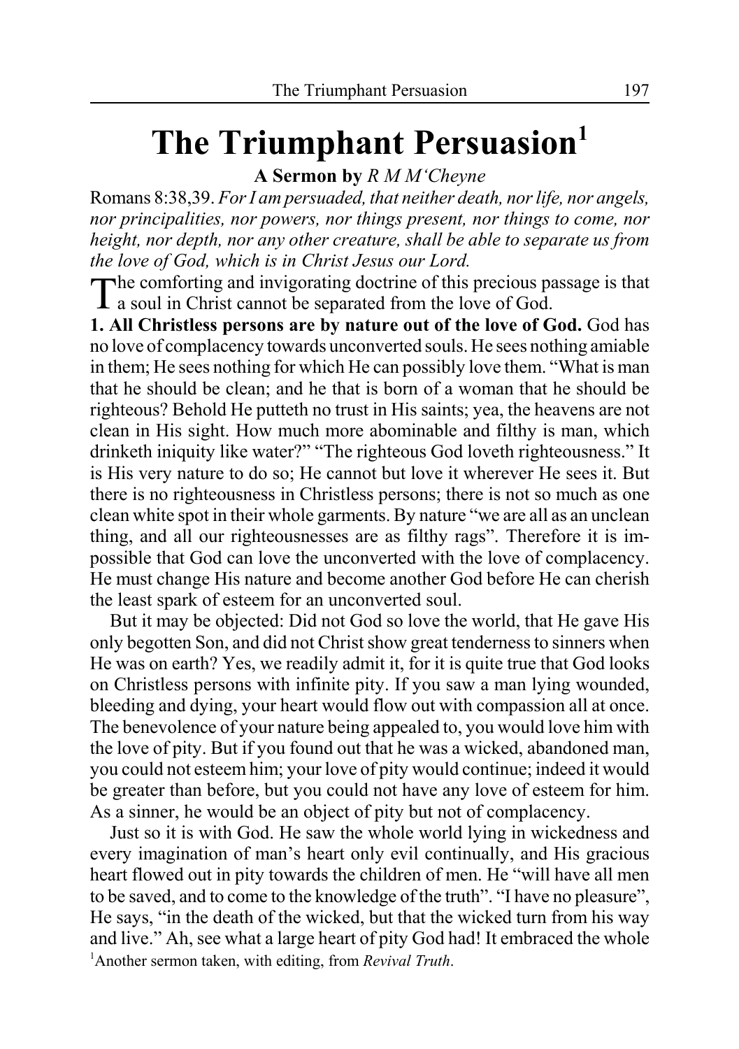# The Triumphant Persuasion[1]

**A Sermon by** *R M M'Cheyne*

Romans 8:38,39. *For I am persuaded, that neither death, nor life, nor angels, nor principalities, nor powers, nor things present, nor things to come, nor height, nor depth, nor any other creature, shall be able to separate us from the love of God, which is in Christ Jesus our Lord.*

The comforting and invigorating doctrine of this precious passage is that a soul in Christ cannot be separated from the love of God.

**1. All Christless persons are by nature out of the love of God.** God has no love of complacency towards unconverted souls. He sees nothing amiable in them; He sees nothing for which He can possibly love them. "What is man that he should be clean; and he that is born of a woman that he should be righteous? Behold He putteth no trust in His saints; yea, the heavens are not clean in His sight. How much more abominable and filthy is man, which drinketh iniquity like water?" "The righteous God loveth righteousness." It is His very nature to do so; He cannot but love it wherever He sees it. But there is no righteousness in Christless persons; there is not so much as one clean white spot in their whole garments. By nature "we are all as an unclean thing, and all our righteousnesses are as filthy rags". Therefore it is impossible that God can love the unconverted with the love of complacency. He must change His nature and become another God before He can cherish the least spark of esteem for an unconverted soul.

But it may be objected: Did not God so love the world, that He gave His only begotten Son, and did not Christ show great tenderness to sinners when He was on earth? Yes, we readily admit it, for it is quite true that God looks on Christless persons with infinite pity. If you saw a man lying wounded, bleeding and dying, your heart would flow out with compassion all at once. The benevolence of your nature being appealed to, you would love him with the love of pity. But if you found out that he was a wicked, abandoned man, you could not esteem him; your love of pity would continue; indeed it would be greater than before, but you could not have any love of esteem for him. As a sinner, he would be an object of pity but not of complacency.

Just so it is with God. He saw the whole world lying in wickedness and every imagination of man's heart only evil continually, and His gracious heart flowed out in pity towards the children of men. He "will have all men to be saved, and to come to the knowledge of the truth". "I have no pleasure", He says, "in the death of the wicked, but that the wicked turn from his way and live." Ah, see what a large heart of pity God had! It embraced the whole

[1]Another sermon taken, with editing, from *Revival Truth*.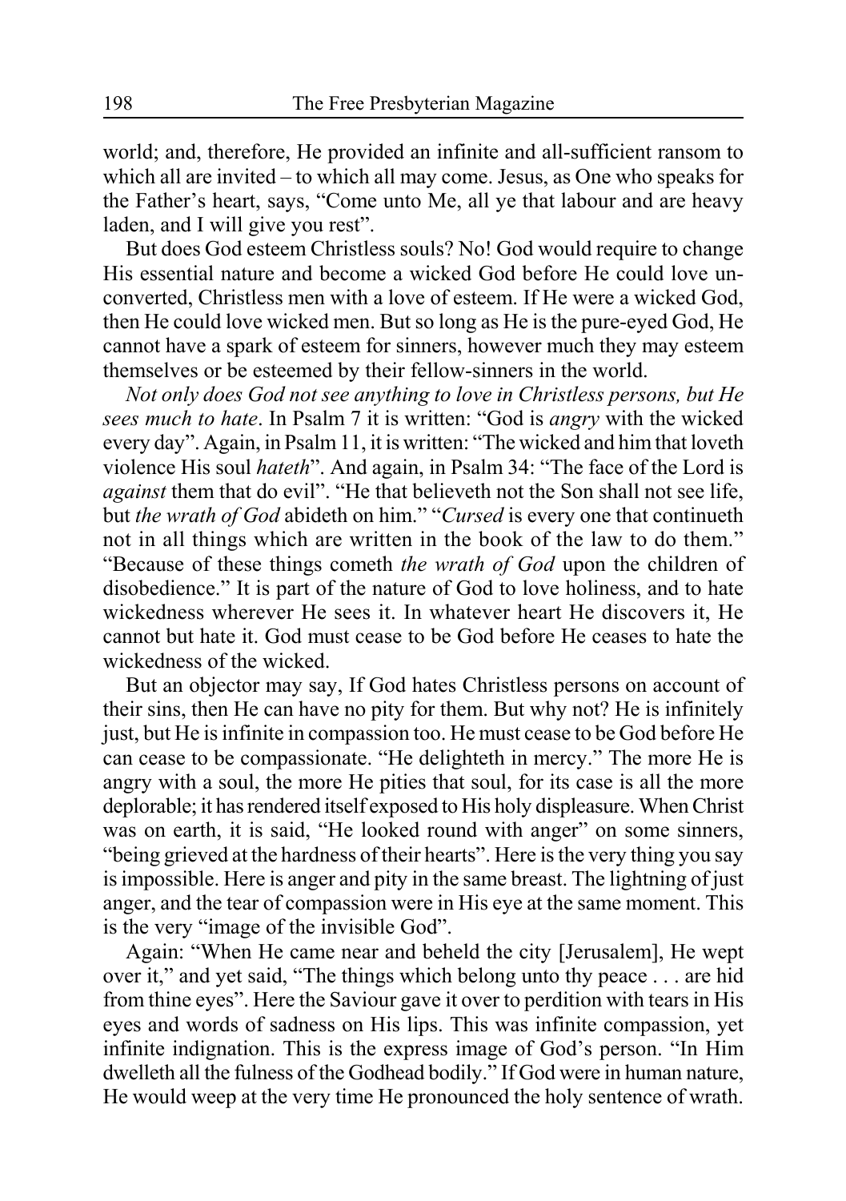world; and, therefore, He provided an infinite and all-sufficient ransom to which all are invited – to which all may come. Jesus, as One who speaks for the Father's heart, says, "Come unto Me, all ye that labour and are heavy laden, and I will give you rest".

But does God esteem Christless souls? No! God would require to change His essential nature and become a wicked God before He could love unconverted, Christless men with a love of esteem. If He were a wicked God, then He could love wicked men. But so long as He is the pure-eyed God, He cannot have a spark of esteem for sinners, however much they may esteem themselves or be esteemed by their fellow-sinners in the world.

*Not only does God not see anything to love in Christless persons, but He sees much to hate*. In Psalm 7 it is written: "God is *angry* with the wicked every day". Again, in Psalm 11, it is written: "The wicked and him that loveth violence His soul *hateth*". And again, in Psalm 34: "The face of the Lord is *against* them that do evil". "He that believeth not the Son shall not see life, but *the wrath of God* abideth on him." "*Cursed* is every one that continueth not in all things which are written in the book of the law to do them." "Because of these things cometh *the wrath of God* upon the children of disobedience." It is part of the nature of God to love holiness, and to hate wickedness wherever He sees it. In whatever heart He discovers it, He cannot but hate it. God must cease to be God before He ceases to hate the wickedness of the wicked.

But an objector may say, If God hates Christless persons on account of their sins, then He can have no pity for them. But why not? He is infinitely just, but He is infinite in compassion too. He must cease to be God before He can cease to be compassionate. "He delighteth in mercy." The more He is angry with a soul, the more He pities that soul, for its case is all the more deplorable; it has rendered itself exposed to His holy displeasure. When Christ was on earth, it is said, "He looked round with anger" on some sinners, "being grieved at the hardness of their hearts". Here is the very thing you say is impossible. Here is anger and pity in the same breast. The lightning of just anger, and the tear of compassion were in His eye at the same moment. This is the very "image of the invisible God".

Again: "When He came near and beheld the city [Jerusalem], He wept over it," and yet said, "The things which belong unto thy peace . . . are hid from thine eyes". Here the Saviour gave it over to perdition with tears in His eyes and words of sadness on His lips. This was infinite compassion, yet infinite indignation. This is the express image of God's person. "In Him dwelleth all the fulness of the Godhead bodily." If God were in human nature, He would weep at the very time He pronounced the holy sentence of wrath.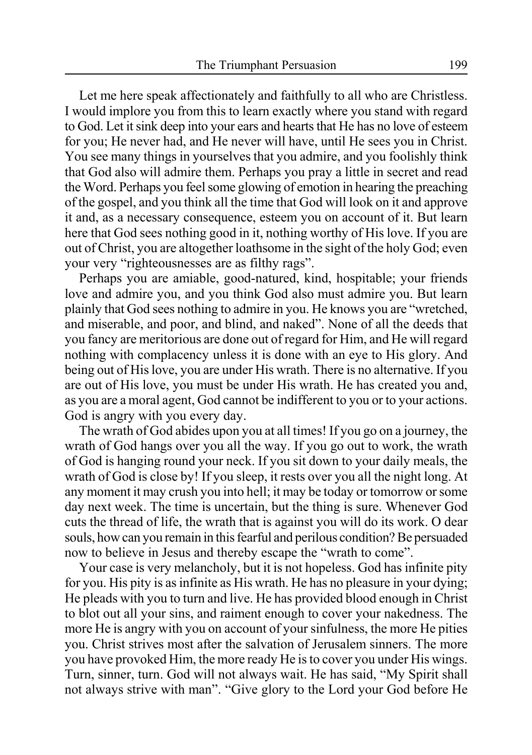Let me here speak affectionately and faithfully to all who are Christless. I would implore you from this to learn exactly where you stand with regard to God. Let it sink deep into your ears and hearts that He has no love of esteem for you; He never had, and He never will have, until He sees you in Christ. You see many things in yourselves that you admire, and you foolishly think that God also will admire them. Perhaps you pray a little in secret and read the Word. Perhaps you feel some glowing of emotion in hearing the preaching of the gospel, and you think all the time that God will look on it and approve it and, as a necessary consequence, esteem you on account of it. But learn here that God sees nothing good in it, nothing worthy of His love. If you are out of Christ, you are altogether loathsome in the sight of the holy God; even your very "righteousnesses are as filthy rags".

Perhaps you are amiable, good-natured, kind, hospitable; your friends love and admire you, and you think God also must admire you. But learn plainly that God sees nothing to admire in you. He knows you are "wretched, and miserable, and poor, and blind, and naked". None of all the deeds that you fancy are meritorious are done out of regard for Him, and He will regard nothing with complacency unless it is done with an eye to His glory. And being out of His love, you are under His wrath. There is no alternative. If you are out of His love, you must be under His wrath. He has created you and, as you are a moral agent, God cannot be indifferent to you or to your actions. God is angry with you every day.

The wrath of God abides upon you at all times! If you go on a journey, the wrath of God hangs over you all the way. If you go out to work, the wrath of God is hanging round your neck. If you sit down to your daily meals, the wrath of God is close by! If you sleep, it rests over you all the night long. At any moment it may crush you into hell; it may be today or tomorrow or some day next week. The time is uncertain, but the thing is sure. Whenever God cuts the thread of life, the wrath that is against you will do its work. O dear souls, how can you remain in this fearful and perilous condition? Be persuaded now to believe in Jesus and thereby escape the "wrath to come".

Your case is very melancholy, but it is not hopeless. God has infinite pity for you. His pity is as infinite as His wrath. He has no pleasure in your dying; He pleads with you to turn and live. He has provided blood enough in Christ to blot out all your sins, and raiment enough to cover your nakedness. The more He is angry with you on account of your sinfulness, the more He pities you. Christ strives most after the salvation of Jerusalem sinners. The more you have provoked Him, the more ready He is to cover you under His wings. Turn, sinner, turn. God will not always wait. He has said, "My Spirit shall not always strive with man". "Give glory to the Lord your God before He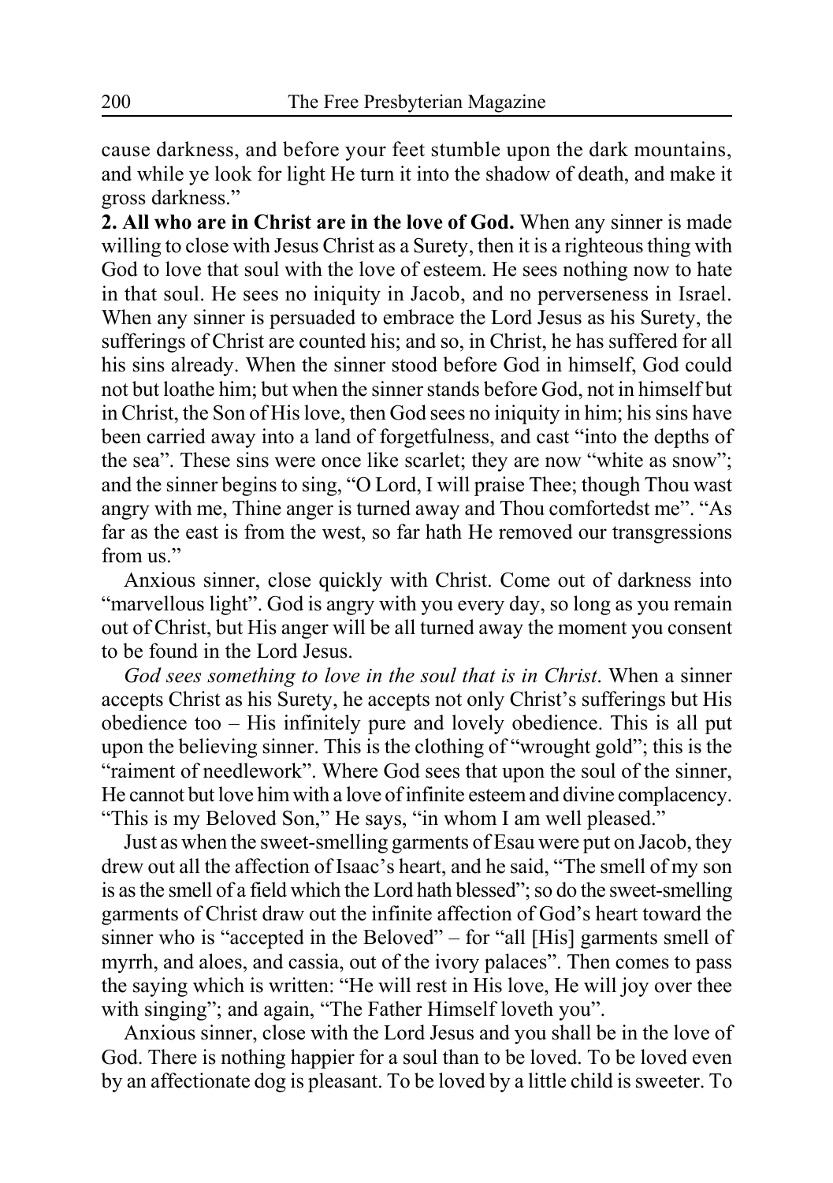cause darkness, and before your feet stumble upon the dark mountains, and while ye look for light He turn it into the shadow of death, and make it gross darkness."

**2. All who are in Christ are in the love of God.** When any sinner is made willing to close with Jesus Christ as a Surety, then it is a righteous thing with God to love that soul with the love of esteem. He sees nothing now to hate in that soul. He sees no iniquity in Jacob, and no perverseness in Israel. When any sinner is persuaded to embrace the Lord Jesus as his Surety, the sufferings of Christ are counted his; and so, in Christ, he has suffered for all his sins already. When the sinner stood before God in himself, God could not but loathe him; but when the sinner stands before God, not in himself but in Christ, the Son of His love, then God sees no iniquity in him; his sins have been carried away into a land of forgetfulness, and cast "into the depths of the sea". These sins were once like scarlet; they are now "white as snow"; and the sinner begins to sing, "O Lord, I will praise Thee; though Thou wast angry with me, Thine anger is turned away and Thou comfortedst me". "As far as the east is from the west, so far hath He removed our transgressions from us."

Anxious sinner, close quickly with Christ. Come out of darkness into "marvellous light". God is angry with you every day, so long as you remain out of Christ, but His anger will be all turned away the moment you consent to be found in the Lord Jesus.

*God sees something to love in the soul that is in Christ*. When a sinner accepts Christ as his Surety, he accepts not only Christ's sufferings but His obedience too – His infinitely pure and lovely obedience. This is all put upon the believing sinner. This is the clothing of "wrought gold"; this is the "raiment of needlework". Where God sees that upon the soul of the sinner, He cannot but love him with a love of infinite esteem and divine complacency. "This is my Beloved Son," He says, "in whom I am well pleased."

Just as when the sweet-smelling garments of Esau were put on Jacob, they drew out all the affection of Isaac's heart, and he said, "The smell of my son is as the smell of a field which the Lord hath blessed"; so do the sweet-smelling garments of Christ draw out the infinite affection of God's heart toward the sinner who is "accepted in the Beloved" – for "all [His] garments smell of myrrh, and aloes, and cassia, out of the ivory palaces". Then comes to pass the saying which is written: "He will rest in His love, He will joy over thee with singing"; and again, "The Father Himself loveth you".

Anxious sinner, close with the Lord Jesus and you shall be in the love of God. There is nothing happier for a soul than to be loved. To be loved even by an affectionate dog is pleasant. To be loved by a little child is sweeter. To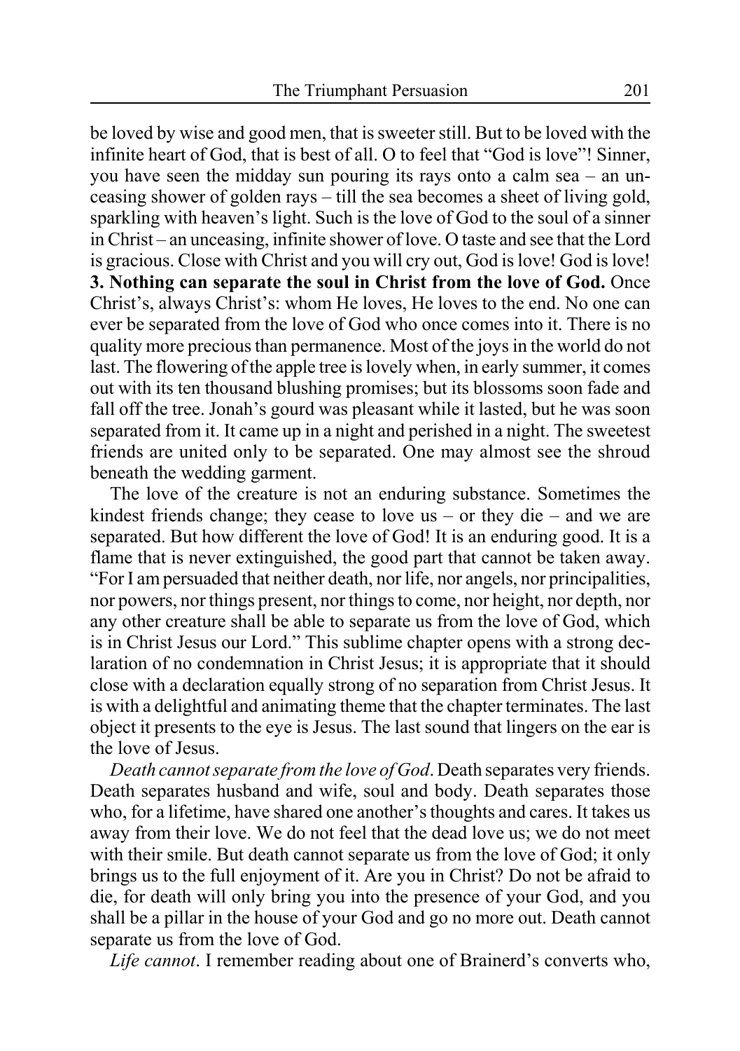be loved by wise and good men, that is sweeter still. But to be loved with the infinite heart of God, that is best of all. O to feel that "God is love"! Sinner, you have seen the midday sun pouring its rays onto a calm sea – an unceasing shower of golden rays – till the sea becomes a sheet of living gold, sparkling with heaven's light. Such is the love of God to the soul of a sinner in Christ – an unceasing, infinite shower of love. O taste and see that the Lord is gracious. Close with Christ and you will cry out, God is love! God is love!

**3. Nothing can separate the soul in Christ from the love of God.** Once Christ's, always Christ's: whom He loves, He loves to the end. No one can ever be separated from the love of God who once comes into it. There is no quality more precious than permanence. Most of the joys in the world do not last. The flowering of the apple tree is lovely when, in early summer, it comes out with its ten thousand blushing promises; but its blossoms soon fade and fall off the tree. Jonah's gourd was pleasant while it lasted, but he was soon separated from it. It came up in a night and perished in a night. The sweetest friends are united only to be separated. One may almost see the shroud beneath the wedding garment.

The love of the creature is not an enduring substance. Sometimes the kindest friends change; they cease to love us – or they die – and we are separated. But how different the love of God! It is an enduring good. It is a flame that is never extinguished, the good part that cannot be taken away. "For I am persuaded that neither death, nor life, nor angels, nor principalities, nor powers, nor things present, nor things to come, nor height, nor depth, nor any other creature shall be able to separate us from the love of God, which is in Christ Jesus our Lord." This sublime chapter opens with a strong declaration of no condemnation in Christ Jesus; it is appropriate that it should close with a declaration equally strong of no separation from Christ Jesus. It is with a delightful and animating theme that the chapter terminates. The last object it presents to the eye is Jesus. The last sound that lingers on the ear is the love of Jesus.

*Death cannot separate from the love of God*. Death separates very friends. Death separates husband and wife, soul and body. Death separates those who, for a lifetime, have shared one another's thoughts and cares. It takes us away from their love. We do not feel that the dead love us; we do not meet with their smile. But death cannot separate us from the love of God; it only brings us to the full enjoyment of it. Are you in Christ? Do not be afraid to die, for death will only bring you into the presence of your God, and you shall be a pillar in the house of your God and go no more out. Death cannot separate us from the love of God.

*Life cannot*. I remember reading about one of Brainerd's converts who,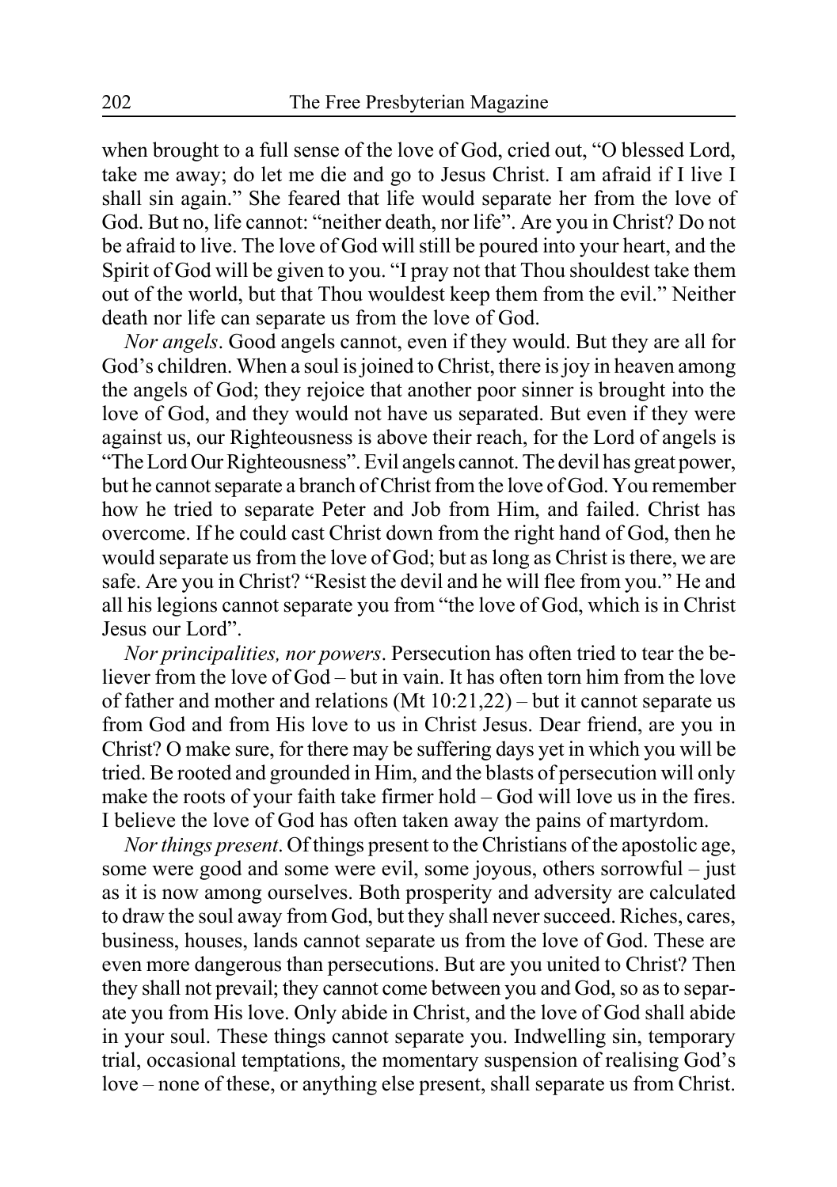when brought to a full sense of the love of God, cried out, "O blessed Lord, take me away; do let me die and go to Jesus Christ. I am afraid if I live I shall sin again." She feared that life would separate her from the love of God. But no, life cannot: "neither death, nor life". Are you in Christ? Do not be afraid to live. The love of God will still be poured into your heart, and the Spirit of God will be given to you. "I pray not that Thou shouldest take them out of the world, but that Thou wouldest keep them from the evil." Neither death nor life can separate us from the love of God.

*Nor angels*. Good angels cannot, even if they would. But they are all for God's children. When a soul is joined to Christ, there is joy in heaven among the angels of God; they rejoice that another poor sinner is brought into the love of God, and they would not have us separated. But even if they were against us, our Righteousness is above their reach, for the Lord of angels is "The Lord Our Righteousness". Evil angels cannot. The devil has great power, but he cannot separate a branch of Christ from the love of God. You remember how he tried to separate Peter and Job from Him, and failed. Christ has overcome. If he could cast Christ down from the right hand of God, then he would separate us from the love of God; but as long as Christ is there, we are safe. Are you in Christ? "Resist the devil and he will flee from you." He and all his legions cannot separate you from "the love of God, which is in Christ Jesus our Lord".

*Nor principalities, nor powers*. Persecution has often tried to tear the believer from the love of God – but in vain. It has often torn him from the love of father and mother and relations (Mt 10:21,22) – but it cannot separate us from God and from His love to us in Christ Jesus. Dear friend, are you in Christ? O make sure, for there may be suffering days yet in which you will be tried. Be rooted and grounded in Him, and the blasts of persecution will only make the roots of your faith take firmer hold – God will love us in the fires. I believe the love of God has often taken away the pains of martyrdom.

*Nor things present*. Of things present to the Christians of the apostolic age, some were good and some were evil, some joyous, others sorrowful – just as it is now among ourselves. Both prosperity and adversity are calculated to draw the soul away from God, but they shall never succeed. Riches, cares, business, houses, lands cannot separate us from the love of God. These are even more dangerous than persecutions. But are you united to Christ? Then they shall not prevail; they cannot come between you and God, so as to separate you from His love. Only abide in Christ, and the love of God shall abide in your soul. These things cannot separate you. Indwelling sin, temporary trial, occasional temptations, the momentary suspension of realising God's love – none of these, or anything else present, shall separate us from Christ.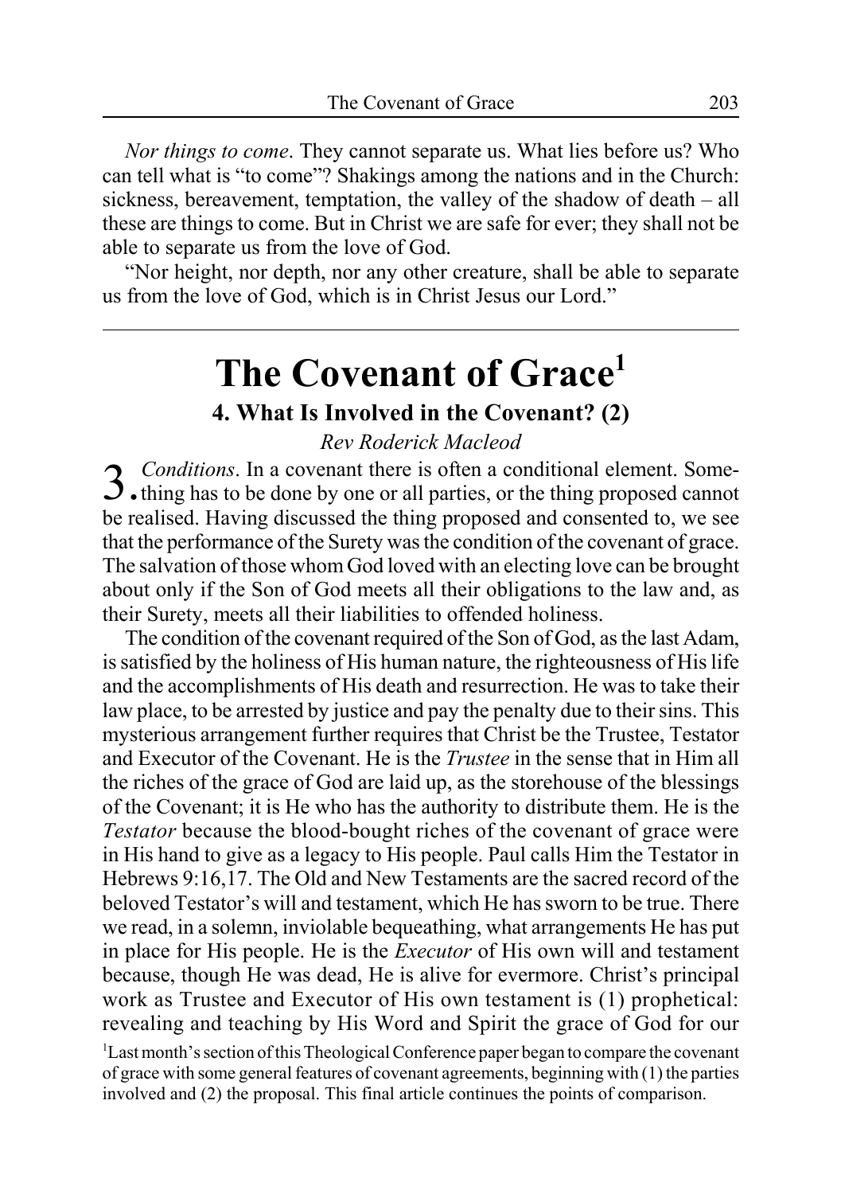*Nor things to come*. They cannot separate us. What lies before us? Who can tell what is "to come"? Shakings among the nations and in the Church: sickness, bereavement, temptation, the valley of the shadow of death – all these are things to come. But in Christ we are safe for ever; they shall not be able to separate us from the love of God.

"Nor height, nor depth, nor any other creature, shall be able to separate us from the love of God, which is in Christ Jesus our Lord."

---

# The Covenant of Grace[1]

### 4. What Is Involved in the Covenant? (2)

*Rev Roderick Macleod*

3. *Conditions*. In a covenant there is often a conditional element. Something has to be done by one or all parties, or the thing proposed cannot be realised. Having discussed the thing proposed and consented to, we see that the performance of the Surety was the condition of the covenant of grace. The salvation of those whom God loved with an electing love can be brought about only if the Son of God meets all their obligations to the law and, as their Surety, meets all their liabilities to offended holiness.

The condition of the covenant required of the Son of God, as the last Adam, is satisfied by the holiness of His human nature, the righteousness of His life and the accomplishments of His death and resurrection. He was to take their law place, to be arrested by justice and pay the penalty due to their sins. This mysterious arrangement further requires that Christ be the Trustee, Testator and Executor of the Covenant. He is the *Trustee* in the sense that in Him all the riches of the grace of God are laid up, as the storehouse of the blessings of the Covenant; it is He who has the authority to distribute them. He is the *Testator* because the blood-bought riches of the covenant of grace were in His hand to give as a legacy to His people. Paul calls Him the Testator in Hebrews 9:16,17. The Old and New Testaments are the sacred record of the beloved Testator's will and testament, which He has sworn to be true. There we read, in a solemn, inviolable bequeathing, what arrangements He has put in place for His people. He is the *Executor* of His own will and testament because, though He was dead, He is alive for evermore. Christ's principal work as Trustee and Executor of His own testament is (1) prophetical: revealing and teaching by His Word and Spirit the grace of God for our

[1]Last month's section of this Theological Conference paper began to compare the covenant of grace with some general features of covenant agreements, beginning with (1) the parties involved and (2) the proposal. This final article continues the points of comparison.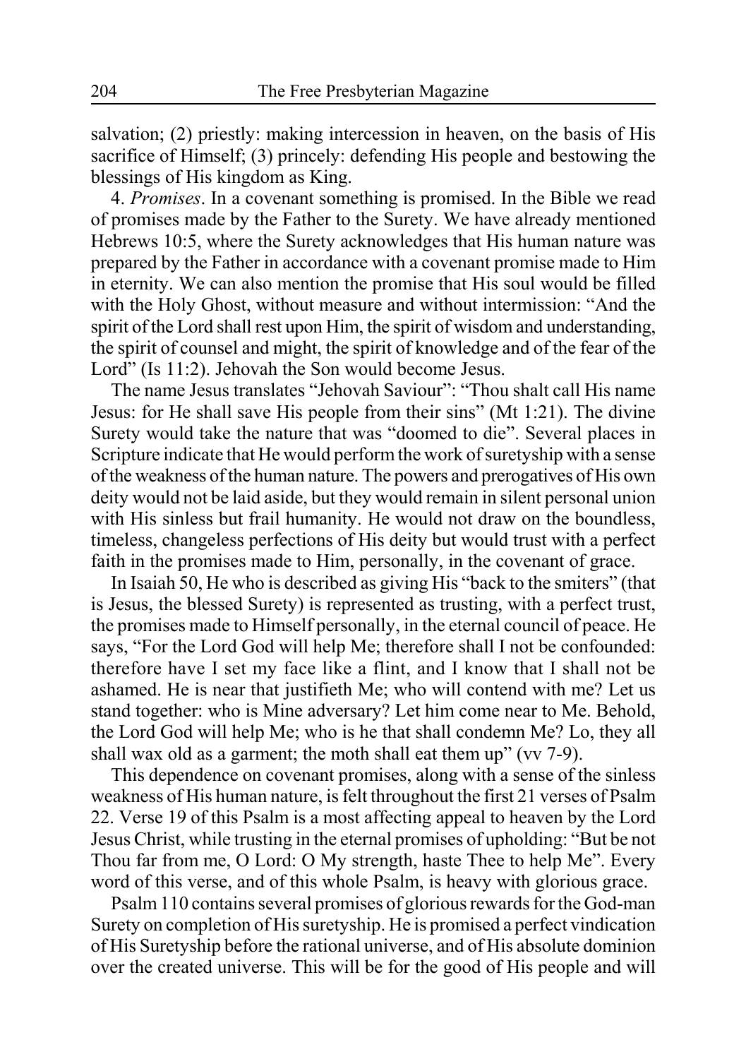salvation; (2) priestly: making intercession in heaven, on the basis of His sacrifice of Himself; (3) princely: defending His people and bestowing the blessings of His kingdom as King.

4. *Promises*. In a covenant something is promised. In the Bible we read of promises made by the Father to the Surety. We have already mentioned Hebrews 10:5, where the Surety acknowledges that His human nature was prepared by the Father in accordance with a covenant promise made to Him in eternity. We can also mention the promise that His soul would be filled with the Holy Ghost, without measure and without intermission: "And the spirit of the Lord shall rest upon Him, the spirit of wisdom and understanding, the spirit of counsel and might, the spirit of knowledge and of the fear of the Lord" (Is 11:2). Jehovah the Son would become Jesus.

The name Jesus translates "Jehovah Saviour": "Thou shalt call His name Jesus: for He shall save His people from their sins" (Mt 1:21). The divine Surety would take the nature that was "doomed to die". Several places in Scripture indicate that He would perform the work of suretyship with a sense of the weakness of the human nature. The powers and prerogatives of His own deity would not be laid aside, but they would remain in silent personal union with His sinless but frail humanity. He would not draw on the boundless, timeless, changeless perfections of His deity but would trust with a perfect faith in the promises made to Him, personally, in the covenant of grace.

In Isaiah 50, He who is described as giving His "back to the smiters" (that is Jesus, the blessed Surety) is represented as trusting, with a perfect trust, the promises made to Himself personally, in the eternal council of peace. He says, "For the Lord God will help Me; therefore shall I not be confounded: therefore have I set my face like a flint, and I know that I shall not be ashamed. He is near that justifieth Me; who will contend with me? Let us stand together: who is Mine adversary? Let him come near to Me. Behold, the Lord God will help Me; who is he that shall condemn Me? Lo, they all shall wax old as a garment; the moth shall eat them up" (vv 7-9).

This dependence on covenant promises, along with a sense of the sinless weakness of His human nature, is felt throughout the first 21 verses of Psalm 22. Verse 19 of this Psalm is a most affecting appeal to heaven by the Lord Jesus Christ, while trusting in the eternal promises of upholding: "But be not Thou far from me, O Lord: O My strength, haste Thee to help Me". Every word of this verse, and of this whole Psalm, is heavy with glorious grace.

Psalm 110 contains several promises of glorious rewards for the God-man Surety on completion of His suretyship. He is promised a perfect vindication of His Suretyship before the rational universe, and of His absolute dominion over the created universe. This will be for the good of His people and will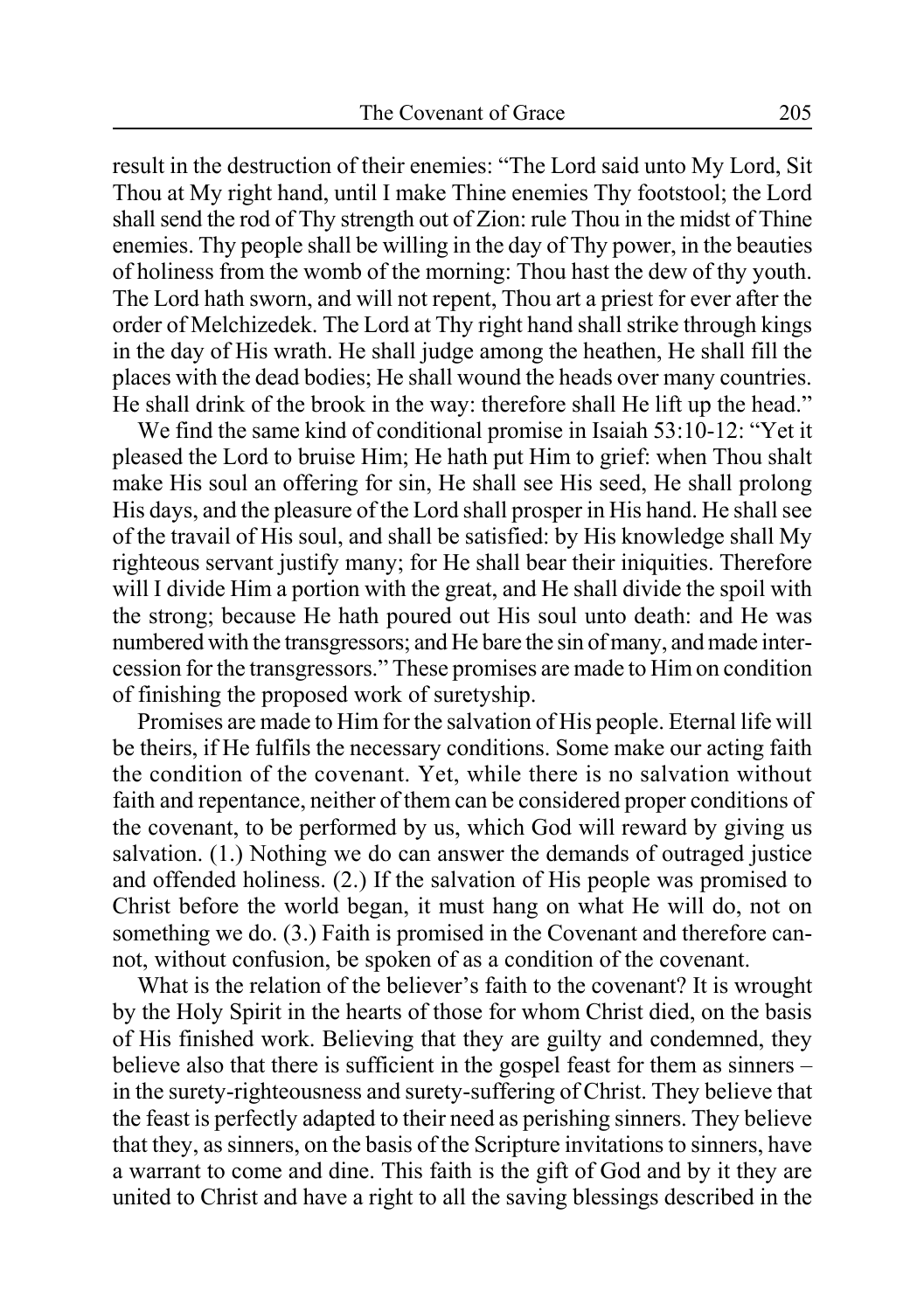result in the destruction of their enemies: "The Lord said unto My Lord, Sit Thou at My right hand, until I make Thine enemies Thy footstool; the Lord shall send the rod of Thy strength out of Zion: rule Thou in the midst of Thine enemies. Thy people shall be willing in the day of Thy power, in the beauties of holiness from the womb of the morning: Thou hast the dew of thy youth. The Lord hath sworn, and will not repent, Thou art a priest for ever after the order of Melchizedek. The Lord at Thy right hand shall strike through kings in the day of His wrath. He shall judge among the heathen, He shall fill the places with the dead bodies; He shall wound the heads over many countries. He shall drink of the brook in the way: therefore shall He lift up the head."

We find the same kind of conditional promise in Isaiah 53:10-12: "Yet it pleased the Lord to bruise Him; He hath put Him to grief: when Thou shalt make His soul an offering for sin, He shall see His seed, He shall prolong His days, and the pleasure of the Lord shall prosper in His hand. He shall see of the travail of His soul, and shall be satisfied: by His knowledge shall My righteous servant justify many; for He shall bear their iniquities. Therefore will I divide Him a portion with the great, and He shall divide the spoil with the strong; because He hath poured out His soul unto death: and He was numbered with the transgressors; and He bare the sin of many, and made intercession for the transgressors." These promises are made to Him on condition of finishing the proposed work of suretyship.

Promises are made to Him for the salvation of His people. Eternal life will be theirs, if He fulfils the necessary conditions. Some make our acting faith the condition of the covenant. Yet, while there is no salvation without faith and repentance, neither of them can be considered proper conditions of the covenant, to be performed by us, which God will reward by giving us salvation. (1.) Nothing we do can answer the demands of outraged justice and offended holiness. (2.) If the salvation of His people was promised to Christ before the world began, it must hang on what He will do, not on something we do. (3.) Faith is promised in the Covenant and therefore cannot, without confusion, be spoken of as a condition of the covenant.

What is the relation of the believer's faith to the covenant? It is wrought by the Holy Spirit in the hearts of those for whom Christ died, on the basis of His finished work. Believing that they are guilty and condemned, they believe also that there is sufficient in the gospel feast for them as sinners – in the surety-righteousness and surety-suffering of Christ. They believe that the feast is perfectly adapted to their need as perishing sinners. They believe that they, as sinners, on the basis of the Scripture invitations to sinners, have a warrant to come and dine. This faith is the gift of God and by it they are united to Christ and have a right to all the saving blessings described in the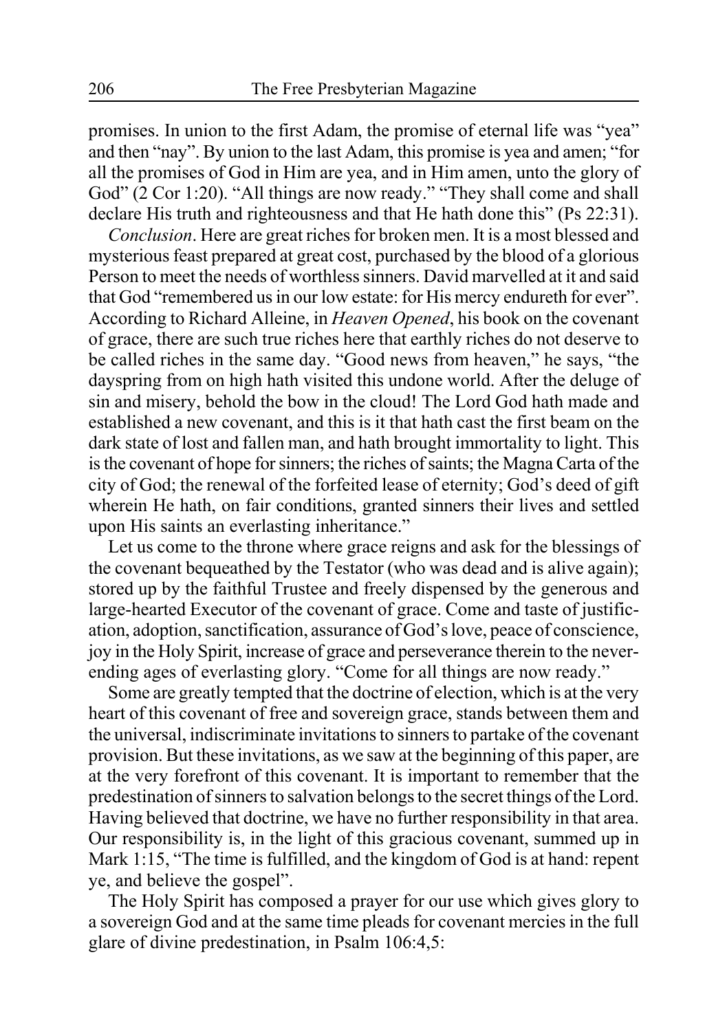promises. In union to the first Adam, the promise of eternal life was "yea" and then "nay". By union to the last Adam, this promise is yea and amen; "for all the promises of God in Him are yea, and in Him amen, unto the glory of God" (2 Cor 1:20). "All things are now ready." "They shall come and shall declare His truth and righteousness and that He hath done this" (Ps 22:31).

*Conclusion*. Here are great riches for broken men. It is a most blessed and mysterious feast prepared at great cost, purchased by the blood of a glorious Person to meet the needs of worthless sinners. David marvelled at it and said that God "remembered us in our low estate: for His mercy endureth for ever". According to Richard Alleine, in *Heaven Opened*, his book on the covenant of grace, there are such true riches here that earthly riches do not deserve to be called riches in the same day. "Good news from heaven," he says, "the dayspring from on high hath visited this undone world. After the deluge of sin and misery, behold the bow in the cloud! The Lord God hath made and established a new covenant, and this is it that hath cast the first beam on the dark state of lost and fallen man, and hath brought immortality to light. This is the covenant of hope for sinners; the riches of saints; the Magna Carta of the city of God; the renewal of the forfeited lease of eternity; God's deed of gift wherein He hath, on fair conditions, granted sinners their lives and settled upon His saints an everlasting inheritance."

Let us come to the throne where grace reigns and ask for the blessings of the covenant bequeathed by the Testator (who was dead and is alive again); stored up by the faithful Trustee and freely dispensed by the generous and large-hearted Executor of the covenant of grace. Come and taste of justification, adoption, sanctification, assurance of God's love, peace of conscience, joy in the Holy Spirit, increase of grace and perseverance therein to the never-ending ages of everlasting glory. "Come for all things are now ready."

Some are greatly tempted that the doctrine of election, which is at the very heart of this covenant of free and sovereign grace, stands between them and the universal, indiscriminate invitations to sinners to partake of the covenant provision. But these invitations, as we saw at the beginning of this paper, are at the very forefront of this covenant. It is important to remember that the predestination of sinners to salvation belongs to the secret things of the Lord. Having believed that doctrine, we have no further responsibility in that area. Our responsibility is, in the light of this gracious covenant, summed up in Mark 1:15, "The time is fulfilled, and the kingdom of God is at hand: repent ye, and believe the gospel".

The Holy Spirit has composed a prayer for our use which gives glory to a sovereign God and at the same time pleads for covenant mercies in the full glare of divine predestination, in Psalm 106:4,5: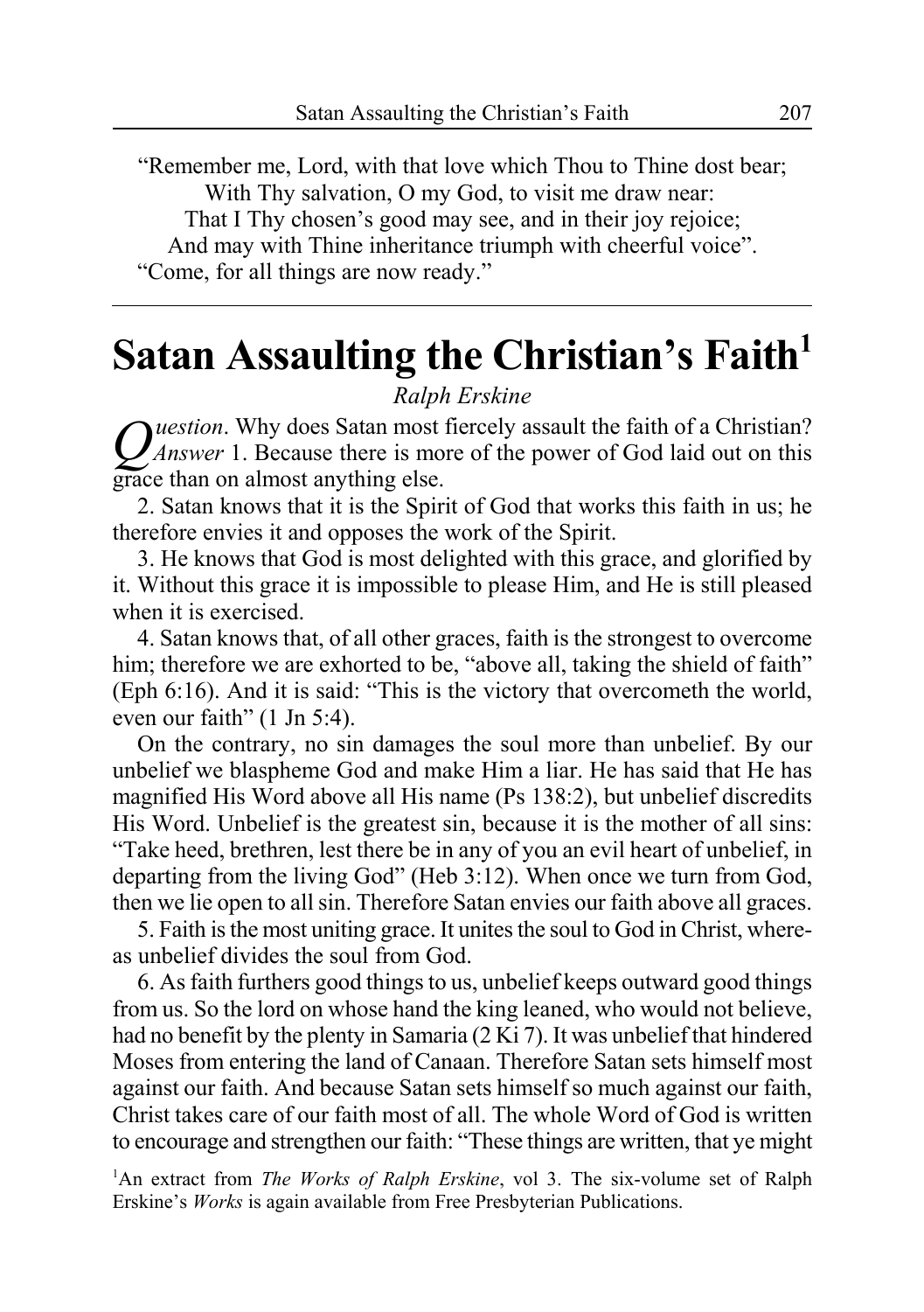"Remember me, Lord, with that love which Thou to Thine dost bear;
With Thy salvation, O my God, to visit me draw near:
That I Thy chosen's good may see, and in their joy rejoice;
And may with Thine inheritance triumph with cheerful voice".
"Come, for all things are now ready."

---

# Satan Assaulting the Christian's Faith[1]

*Ralph Erskine*

*Question*. Why does Satan most fiercely assault the faith of a Christian? *Answer* 1. Because there is more of the power of God laid out on this grace than on almost anything else.

2. Satan knows that it is the Spirit of God that works this faith in us; he therefore envies it and opposes the work of the Spirit.

3. He knows that God is most delighted with this grace, and glorified by it. Without this grace it is impossible to please Him, and He is still pleased when it is exercised.

4. Satan knows that, of all other graces, faith is the strongest to overcome him; therefore we are exhorted to be, "above all, taking the shield of faith" (Eph 6:16). And it is said: "This is the victory that overcometh the world, even our faith" (1 Jn 5:4).

On the contrary, no sin damages the soul more than unbelief. By our unbelief we blaspheme God and make Him a liar. He has said that He has magnified His Word above all His name (Ps 138:2), but unbelief discredits His Word. Unbelief is the greatest sin, because it is the mother of all sins: "Take heed, brethren, lest there be in any of you an evil heart of unbelief, in departing from the living God" (Heb 3:12). When once we turn from God, then we lie open to all sin. Therefore Satan envies our faith above all graces.

5. Faith is the most uniting grace. It unites the soul to God in Christ, whereas unbelief divides the soul from God.

6. As faith furthers good things to us, unbelief keeps outward good things from us. So the lord on whose hand the king leaned, who would not believe, had no benefit by the plenty in Samaria (2 Ki 7). It was unbelief that hindered Moses from entering the land of Canaan. Therefore Satan sets himself most against our faith. And because Satan sets himself so much against our faith, Christ takes care of our faith most of all. The whole Word of God is written to encourage and strengthen our faith: "These things are written, that ye might

[1]An extract from *The Works of Ralph Erskine*, vol 3. The six-volume set of Ralph Erskine's *Works* is again available from Free Presbyterian Publications.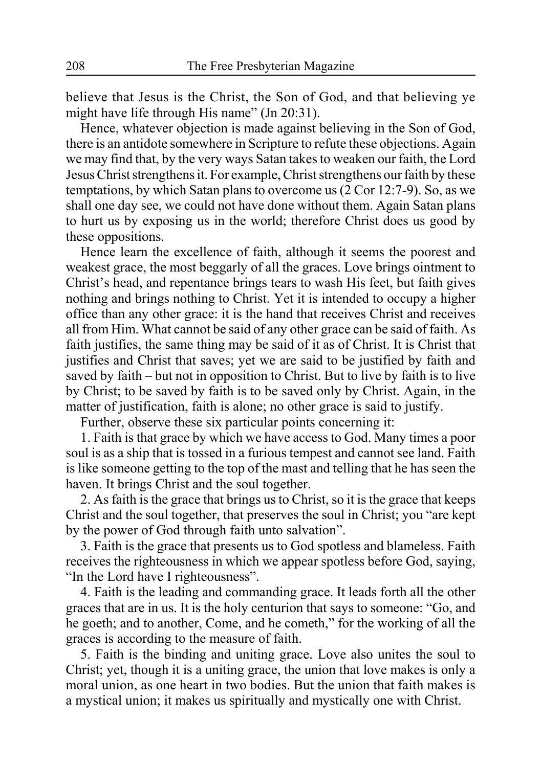believe that Jesus is the Christ, the Son of God, and that believing ye might have life through His name" (Jn 20:31).

Hence, whatever objection is made against believing in the Son of God, there is an antidote somewhere in Scripture to refute these objections. Again we may find that, by the very ways Satan takes to weaken our faith, the Lord Jesus Christ strengthens it. For example, Christ strengthens our faith by these temptations, by which Satan plans to overcome us (2 Cor 12:7-9). So, as we shall one day see, we could not have done without them. Again Satan plans to hurt us by exposing us in the world; therefore Christ does us good by these oppositions.

Hence learn the excellence of faith, although it seems the poorest and weakest grace, the most beggarly of all the graces. Love brings ointment to Christ's head, and repentance brings tears to wash His feet, but faith gives nothing and brings nothing to Christ. Yet it is intended to occupy a higher office than any other grace: it is the hand that receives Christ and receives all from Him. What cannot be said of any other grace can be said of faith. As faith justifies, the same thing may be said of it as of Christ. It is Christ that justifies and Christ that saves; yet we are said to be justified by faith and saved by faith – but not in opposition to Christ. But to live by faith is to live by Christ; to be saved by faith is to be saved only by Christ. Again, in the matter of justification, faith is alone; no other grace is said to justify.

Further, observe these six particular points concerning it:

1. Faith is that grace by which we have access to God. Many times a poor soul is as a ship that is tossed in a furious tempest and cannot see land. Faith is like someone getting to the top of the mast and telling that he has seen the haven. It brings Christ and the soul together.

2. As faith is the grace that brings us to Christ, so it is the grace that keeps Christ and the soul together, that preserves the soul in Christ; you "are kept by the power of God through faith unto salvation".

3. Faith is the grace that presents us to God spotless and blameless. Faith receives the righteousness in which we appear spotless before God, saying, "In the Lord have I righteousness".

4. Faith is the leading and commanding grace. It leads forth all the other graces that are in us. It is the holy centurion that says to someone: "Go, and he goeth; and to another, Come, and he cometh," for the working of all the graces is according to the measure of faith.

5. Faith is the binding and uniting grace. Love also unites the soul to Christ; yet, though it is a uniting grace, the union that love makes is only a moral union, as one heart in two bodies. But the union that faith makes is a mystical union; it makes us spiritually and mystically one with Christ.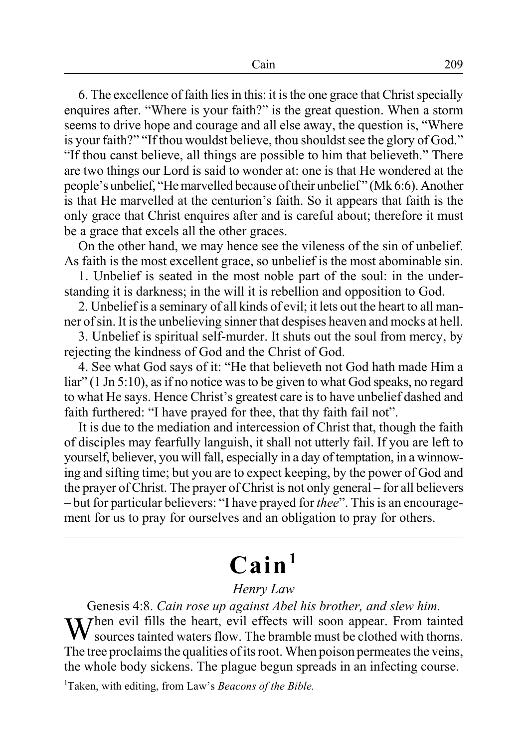6. The excellence of faith lies in this: it is the one grace that Christ specially enquires after. "Where is your faith?" is the great question. When a storm seems to drive hope and courage and all else away, the question is, "Where is your faith?" "If thou wouldst believe, thou shouldst see the glory of God." "If thou canst believe, all things are possible to him that believeth." There are two things our Lord is said to wonder at: one is that He wondered at the people's unbelief, "He marvelled because of their unbelief" (Mk 6:6). Another is that He marvelled at the centurion's faith. So it appears that faith is the only grace that Christ enquires after and is careful about; therefore it must be a grace that excels all the other graces.

On the other hand, we may hence see the vileness of the sin of unbelief. As faith is the most excellent grace, so unbelief is the most abominable sin.

1. Unbelief is seated in the most noble part of the soul: in the understanding it is darkness; in the will it is rebellion and opposition to God.

2. Unbelief is a seminary of all kinds of evil; it lets out the heart to all manner of sin. It is the unbelieving sinner that despises heaven and mocks at hell.

3. Unbelief is spiritual self-murder. It shuts out the soul from mercy, by rejecting the kindness of God and the Christ of God.

4. See what God says of it: "He that believeth not God hath made Him a liar" (1 Jn 5:10), as if no notice was to be given to what God speaks, no regard to what He says. Hence Christ's greatest care is to have unbelief dashed and faith furthered: "I have prayed for thee, that thy faith fail not".

It is due to the mediation and intercession of Christ that, though the faith of disciples may fearfully languish, it shall not utterly fail. If you are left to yourself, believer, you will fall, especially in a day of temptation, in a winnowing and sifting time; but you are to expect keeping, by the power of God and the prayer of Christ. The prayer of Christ is not only general – for all believers – but for particular believers: "I have prayed for *thee*". This is an encouragement for us to pray for ourselves and an obligation to pray for others.

---

# Cain[1]

*Henry Law*

Genesis 4:8. *Cain rose up against Abel his brother, and slew him.*

When evil fills the heart, evil effects will soon appear. From tainted sources tainted waters flow. The bramble must be clothed with thorns. The tree proclaims the qualities of its root. When poison permeates the veins, the whole body sickens. The plague begun spreads in an infecting course.

[1]Taken, with editing, from Law's *Beacons of the Bible.*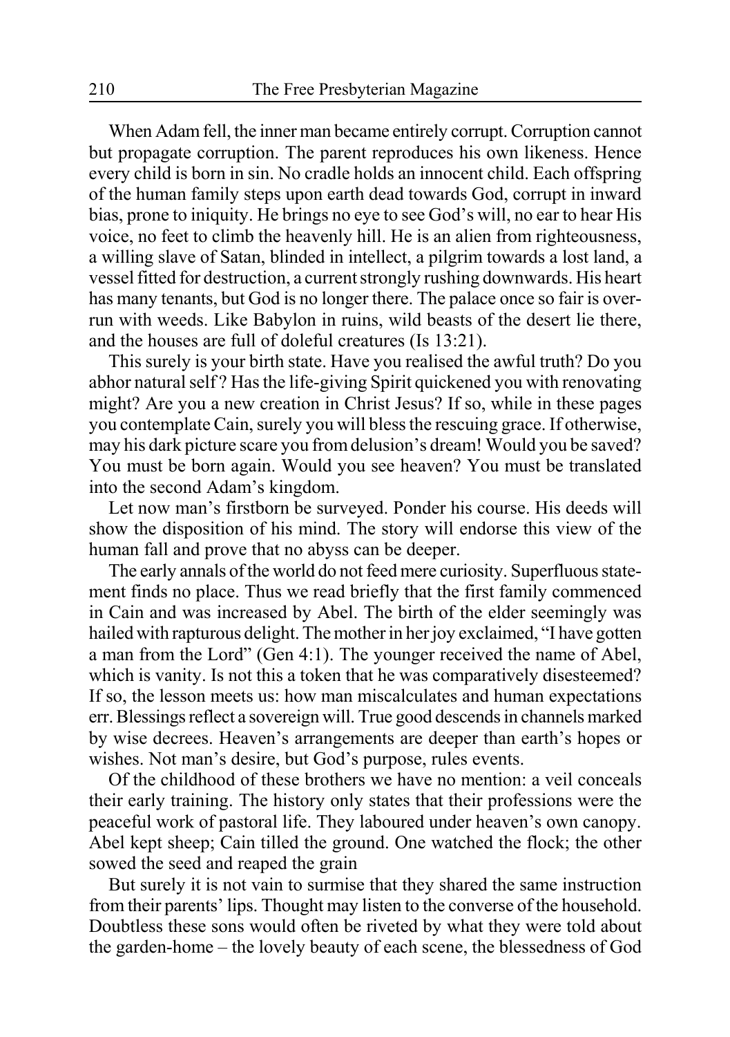When Adam fell, the inner man became entirely corrupt. Corruption cannot but propagate corruption. The parent reproduces his own likeness. Hence every child is born in sin. No cradle holds an innocent child. Each offspring of the human family steps upon earth dead towards God, corrupt in inward bias, prone to iniquity. He brings no eye to see God's will, no ear to hear His voice, no feet to climb the heavenly hill. He is an alien from righteousness, a willing slave of Satan, blinded in intellect, a pilgrim towards a lost land, a vessel fitted for destruction, a current strongly rushing downwards. His heart has many tenants, but God is no longer there. The palace once so fair is overrun with weeds. Like Babylon in ruins, wild beasts of the desert lie there, and the houses are full of doleful creatures (Is 13:21).

This surely is your birth state. Have you realised the awful truth? Do you abhor natural self? Has the life-giving Spirit quickened you with renovating might? Are you a new creation in Christ Jesus? If so, while in these pages you contemplate Cain, surely you will bless the rescuing grace. If otherwise, may his dark picture scare you from delusion's dream! Would you be saved? You must be born again. Would you see heaven? You must be translated into the second Adam's kingdom.

Let now man's firstborn be surveyed. Ponder his course. His deeds will show the disposition of his mind. The story will endorse this view of the human fall and prove that no abyss can be deeper.

The early annals of the world do not feed mere curiosity. Superfluous statement finds no place. Thus we read briefly that the first family commenced in Cain and was increased by Abel. The birth of the elder seemingly was hailed with rapturous delight. The mother in her joy exclaimed, "I have gotten a man from the Lord" (Gen 4:1). The younger received the name of Abel, which is vanity. Is not this a token that he was comparatively disesteemed? If so, the lesson meets us: how man miscalculates and human expectations err. Blessings reflect a sovereign will. True good descends in channels marked by wise decrees. Heaven's arrangements are deeper than earth's hopes or wishes. Not man's desire, but God's purpose, rules events.

Of the childhood of these brothers we have no mention: a veil conceals their early training. The history only states that their professions were the peaceful work of pastoral life. They laboured under heaven's own canopy. Abel kept sheep; Cain tilled the ground. One watched the flock; the other sowed the seed and reaped the grain

But surely it is not vain to surmise that they shared the same instruction from their parents' lips. Thought may listen to the converse of the household. Doubtless these sons would often be riveted by what they were told about the garden-home – the lovely beauty of each scene, the blessedness of God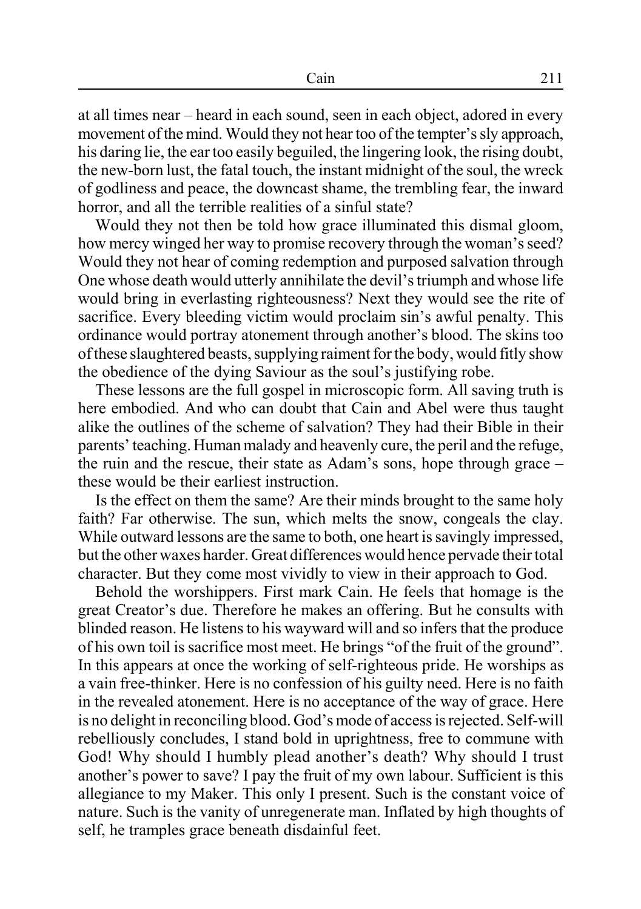at all times near – heard in each sound, seen in each object, adored in every movement of the mind. Would they not hear too of the tempter's sly approach, his daring lie, the ear too easily beguiled, the lingering look, the rising doubt, the new-born lust, the fatal touch, the instant midnight of the soul, the wreck of godliness and peace, the downcast shame, the trembling fear, the inward horror, and all the terrible realities of a sinful state?

Would they not then be told how grace illuminated this dismal gloom, how mercy winged her way to promise recovery through the woman's seed? Would they not hear of coming redemption and purposed salvation through One whose death would utterly annihilate the devil's triumph and whose life would bring in everlasting righteousness? Next they would see the rite of sacrifice. Every bleeding victim would proclaim sin's awful penalty. This ordinance would portray atonement through another's blood. The skins too of these slaughtered beasts, supplying raiment for the body, would fitly show the obedience of the dying Saviour as the soul's justifying robe.

These lessons are the full gospel in microscopic form. All saving truth is here embodied. And who can doubt that Cain and Abel were thus taught alike the outlines of the scheme of salvation? They had their Bible in their parents' teaching. Human malady and heavenly cure, the peril and the refuge, the ruin and the rescue, their state as Adam's sons, hope through grace – these would be their earliest instruction.

Is the effect on them the same? Are their minds brought to the same holy faith? Far otherwise. The sun, which melts the snow, congeals the clay. While outward lessons are the same to both, one heart is savingly impressed, but the other waxes harder. Great differences would hence pervade their total character. But they come most vividly to view in their approach to God.

Behold the worshippers. First mark Cain. He feels that homage is the great Creator's due. Therefore he makes an offering. But he consults with blinded reason. He listens to his wayward will and so infers that the produce of his own toil is sacrifice most meet. He brings "of the fruit of the ground". In this appears at once the working of self-righteous pride. He worships as a vain free-thinker. Here is no confession of his guilty need. Here is no faith in the revealed atonement. Here is no acceptance of the way of grace. Here is no delight in reconciling blood. God's mode of access is rejected. Self-will rebelliously concludes, I stand bold in uprightness, free to commune with God! Why should I humbly plead another's death? Why should I trust another's power to save? I pay the fruit of my own labour. Sufficient is this allegiance to my Maker. This only I present. Such is the constant voice of nature. Such is the vanity of unregenerate man. Inflated by high thoughts of self, he tramples grace beneath disdainful feet.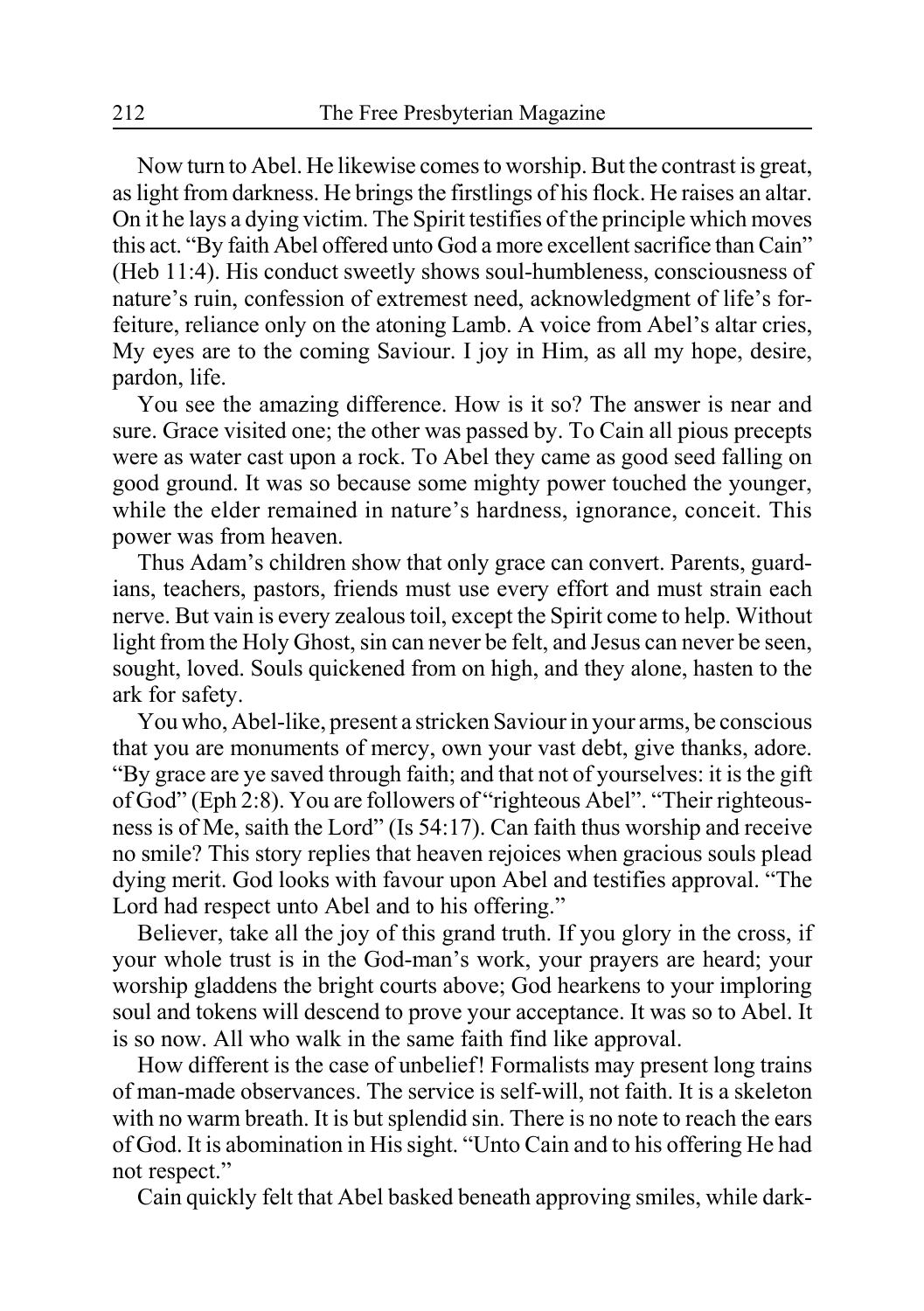Now turn to Abel. He likewise comes to worship. But the contrast is great, as light from darkness. He brings the firstlings of his flock. He raises an altar. On it he lays a dying victim. The Spirit testifies of the principle which moves this act. "By faith Abel offered unto God a more excellent sacrifice than Cain" (Heb 11:4). His conduct sweetly shows soul-humbleness, consciousness of nature's ruin, confession of extremest need, acknowledgment of life's forfeiture, reliance only on the atoning Lamb. A voice from Abel's altar cries, My eyes are to the coming Saviour. I joy in Him, as all my hope, desire, pardon, life.

You see the amazing difference. How is it so? The answer is near and sure. Grace visited one; the other was passed by. To Cain all pious precepts were as water cast upon a rock. To Abel they came as good seed falling on good ground. It was so because some mighty power touched the younger, while the elder remained in nature's hardness, ignorance, conceit. This power was from heaven.

Thus Adam's children show that only grace can convert. Parents, guardians, teachers, pastors, friends must use every effort and must strain each nerve. But vain is every zealous toil, except the Spirit come to help. Without light from the Holy Ghost, sin can never be felt, and Jesus can never be seen, sought, loved. Souls quickened from on high, and they alone, hasten to the ark for safety.

You who, Abel-like, present a stricken Saviour in your arms, be conscious that you are monuments of mercy, own your vast debt, give thanks, adore. "By grace are ye saved through faith; and that not of yourselves: it is the gift of God" (Eph 2:8). You are followers of "righteous Abel". "Their righteousness is of Me, saith the Lord" (Is 54:17). Can faith thus worship and receive no smile? This story replies that heaven rejoices when gracious souls plead dying merit. God looks with favour upon Abel and testifies approval. "The Lord had respect unto Abel and to his offering."

Believer, take all the joy of this grand truth. If you glory in the cross, if your whole trust is in the God-man's work, your prayers are heard; your worship gladdens the bright courts above; God hearkens to your imploring soul and tokens will descend to prove your acceptance. It was so to Abel. It is so now. All who walk in the same faith find like approval.

How different is the case of unbelief! Formalists may present long trains of man-made observances. The service is self-will, not faith. It is a skeleton with no warm breath. It is but splendid sin. There is no note to reach the ears of God. It is abomination in His sight. "Unto Cain and to his offering He had not respect."

Cain quickly felt that Abel basked beneath approving smiles, while dark-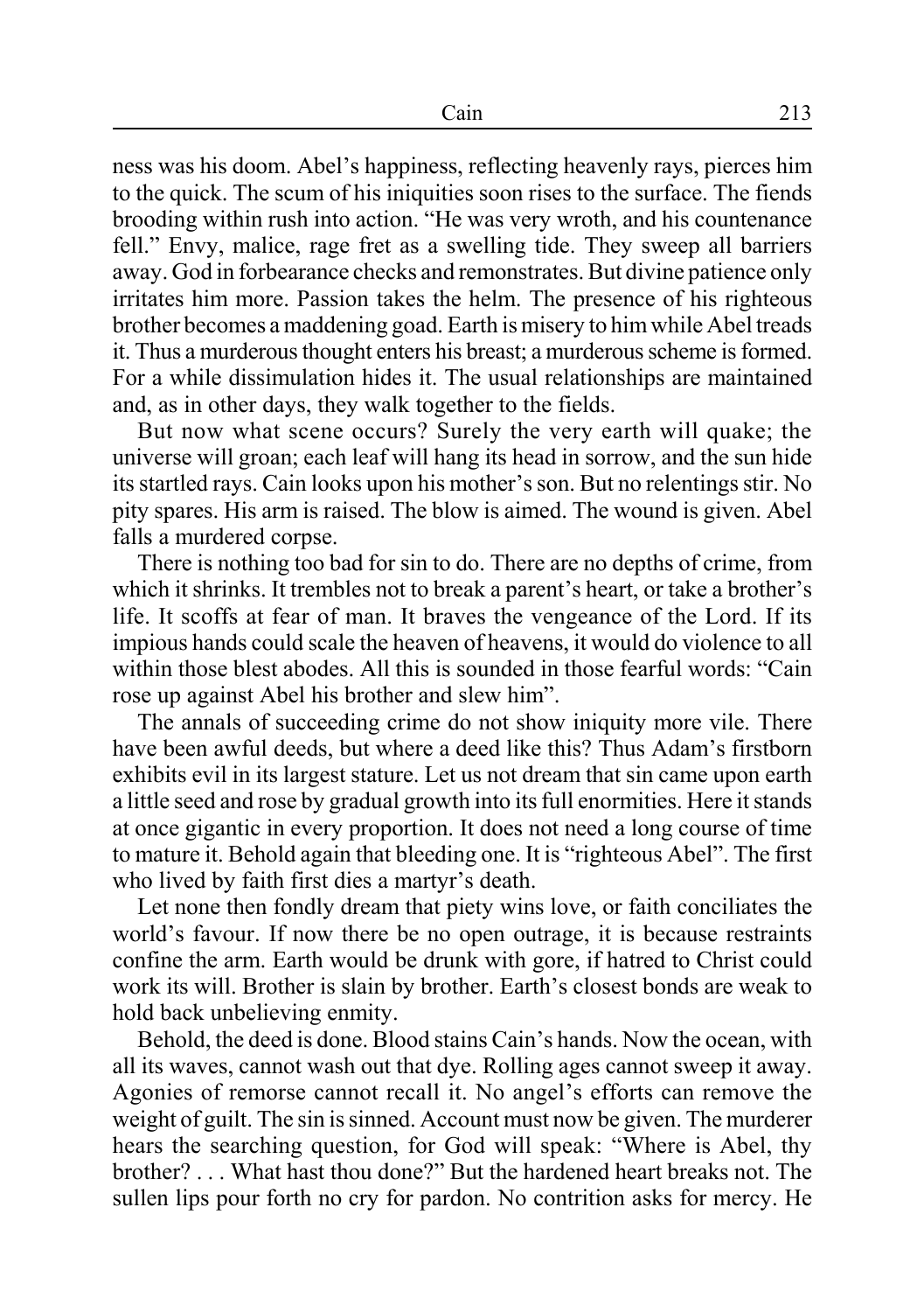ness was his doom. Abel's happiness, reflecting heavenly rays, pierces him to the quick. The scum of his iniquities soon rises to the surface. The fiends brooding within rush into action. "He was very wroth, and his countenance fell." Envy, malice, rage fret as a swelling tide. They sweep all barriers away. God in forbearance checks and remonstrates. But divine patience only irritates him more. Passion takes the helm. The presence of his righteous brother becomes a maddening goad. Earth is misery to him while Abel treads it. Thus a murderous thought enters his breast; a murderous scheme is formed. For a while dissimulation hides it. The usual relationships are maintained and, as in other days, they walk together to the fields.

But now what scene occurs? Surely the very earth will quake; the universe will groan; each leaf will hang its head in sorrow, and the sun hide its startled rays. Cain looks upon his mother's son. But no relentings stir. No pity spares. His arm is raised. The blow is aimed. The wound is given. Abel falls a murdered corpse.

There is nothing too bad for sin to do. There are no depths of crime, from which it shrinks. It trembles not to break a parent's heart, or take a brother's life. It scoffs at fear of man. It braves the vengeance of the Lord. If its impious hands could scale the heaven of heavens, it would do violence to all within those blest abodes. All this is sounded in those fearful words: "Cain rose up against Abel his brother and slew him".

The annals of succeeding crime do not show iniquity more vile. There have been awful deeds, but where a deed like this? Thus Adam's firstborn exhibits evil in its largest stature. Let us not dream that sin came upon earth a little seed and rose by gradual growth into its full enormities. Here it stands at once gigantic in every proportion. It does not need a long course of time to mature it. Behold again that bleeding one. It is "righteous Abel". The first who lived by faith first dies a martyr's death.

Let none then fondly dream that piety wins love, or faith conciliates the world's favour. If now there be no open outrage, it is because restraints confine the arm. Earth would be drunk with gore, if hatred to Christ could work its will. Brother is slain by brother. Earth's closest bonds are weak to hold back unbelieving enmity.

Behold, the deed is done. Blood stains Cain's hands. Now the ocean, with all its waves, cannot wash out that dye. Rolling ages cannot sweep it away. Agonies of remorse cannot recall it. No angel's efforts can remove the weight of guilt. The sin is sinned. Account must now be given. The murderer hears the searching question, for God will speak: "Where is Abel, thy brother? . . . What hast thou done?" But the hardened heart breaks not. The sullen lips pour forth no cry for pardon. No contrition asks for mercy. He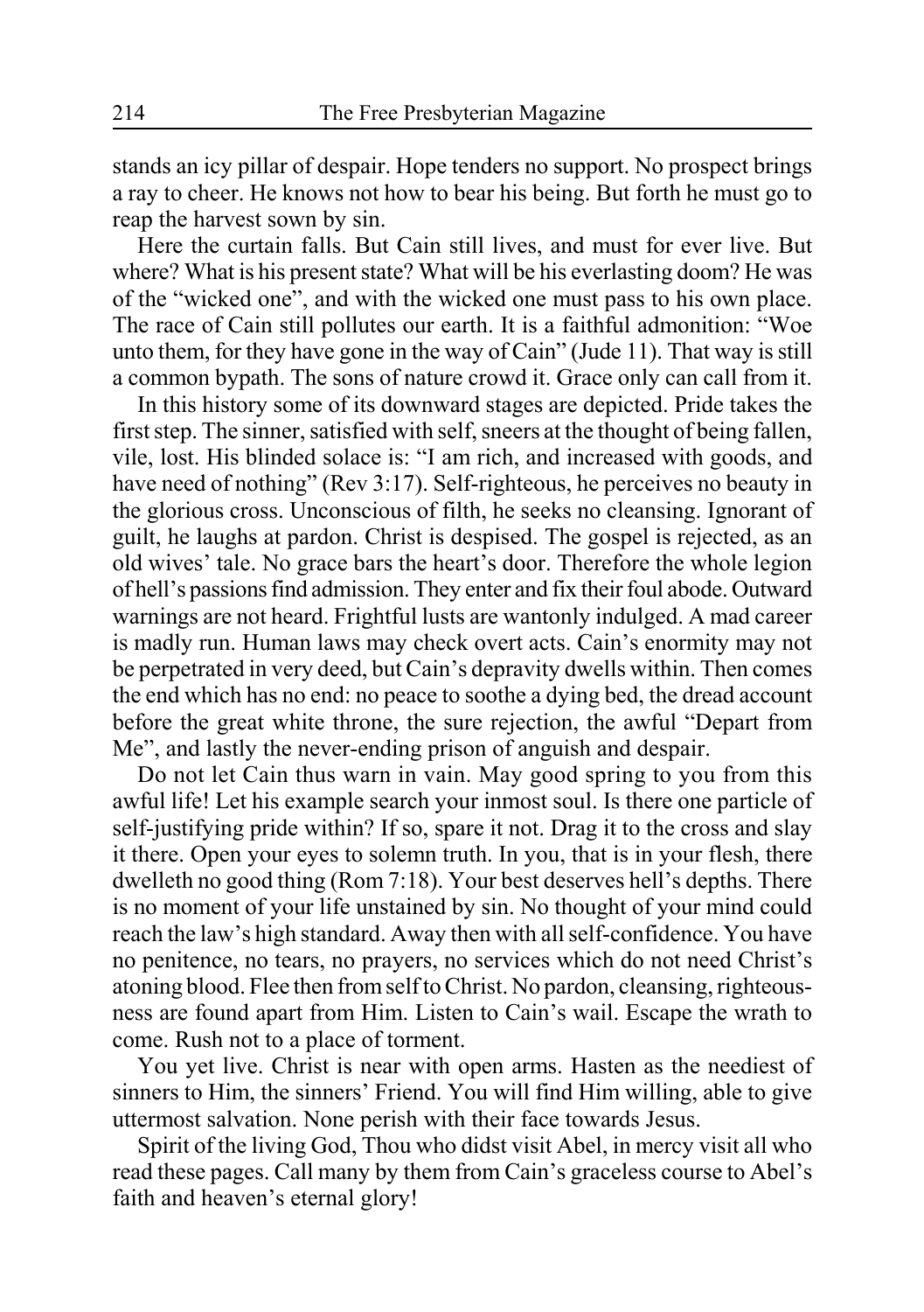stands an icy pillar of despair. Hope tenders no support. No prospect brings a ray to cheer. He knows not how to bear his being. But forth he must go to reap the harvest sown by sin.

Here the curtain falls. But Cain still lives, and must for ever live. But where? What is his present state? What will be his everlasting doom? He was of the "wicked one", and with the wicked one must pass to his own place. The race of Cain still pollutes our earth. It is a faithful admonition: "Woe unto them, for they have gone in the way of Cain" (Jude 11). That way is still a common bypath. The sons of nature crowd it. Grace only can call from it.

In this history some of its downward stages are depicted. Pride takes the first step. The sinner, satisfied with self, sneers at the thought of being fallen, vile, lost. His blinded solace is: "I am rich, and increased with goods, and have need of nothing" (Rev 3:17). Self-righteous, he perceives no beauty in the glorious cross. Unconscious of filth, he seeks no cleansing. Ignorant of guilt, he laughs at pardon. Christ is despised. The gospel is rejected, as an old wives' tale. No grace bars the heart's door. Therefore the whole legion of hell's passions find admission. They enter and fix their foul abode. Outward warnings are not heard. Frightful lusts are wantonly indulged. A mad career is madly run. Human laws may check overt acts. Cain's enormity may not be perpetrated in very deed, but Cain's depravity dwells within. Then comes the end which has no end: no peace to soothe a dying bed, the dread account before the great white throne, the sure rejection, the awful "Depart from Me", and lastly the never-ending prison of anguish and despair.

Do not let Cain thus warn in vain. May good spring to you from this awful life! Let his example search your inmost soul. Is there one particle of self-justifying pride within? If so, spare it not. Drag it to the cross and slay it there. Open your eyes to solemn truth. In you, that is in your flesh, there dwelleth no good thing (Rom 7:18). Your best deserves hell's depths. There is no moment of your life unstained by sin. No thought of your mind could reach the law's high standard. Away then with all self-confidence. You have no penitence, no tears, no prayers, no services which do not need Christ's atoning blood. Flee then from self to Christ. No pardon, cleansing, righteousness are found apart from Him. Listen to Cain's wail. Escape the wrath to come. Rush not to a place of torment.

You yet live. Christ is near with open arms. Hasten as the neediest of sinners to Him, the sinners' Friend. You will find Him willing, able to give uttermost salvation. None perish with their face towards Jesus.

Spirit of the living God, Thou who didst visit Abel, in mercy visit all who read these pages. Call many by them from Cain's graceless course to Abel's faith and heaven's eternal glory!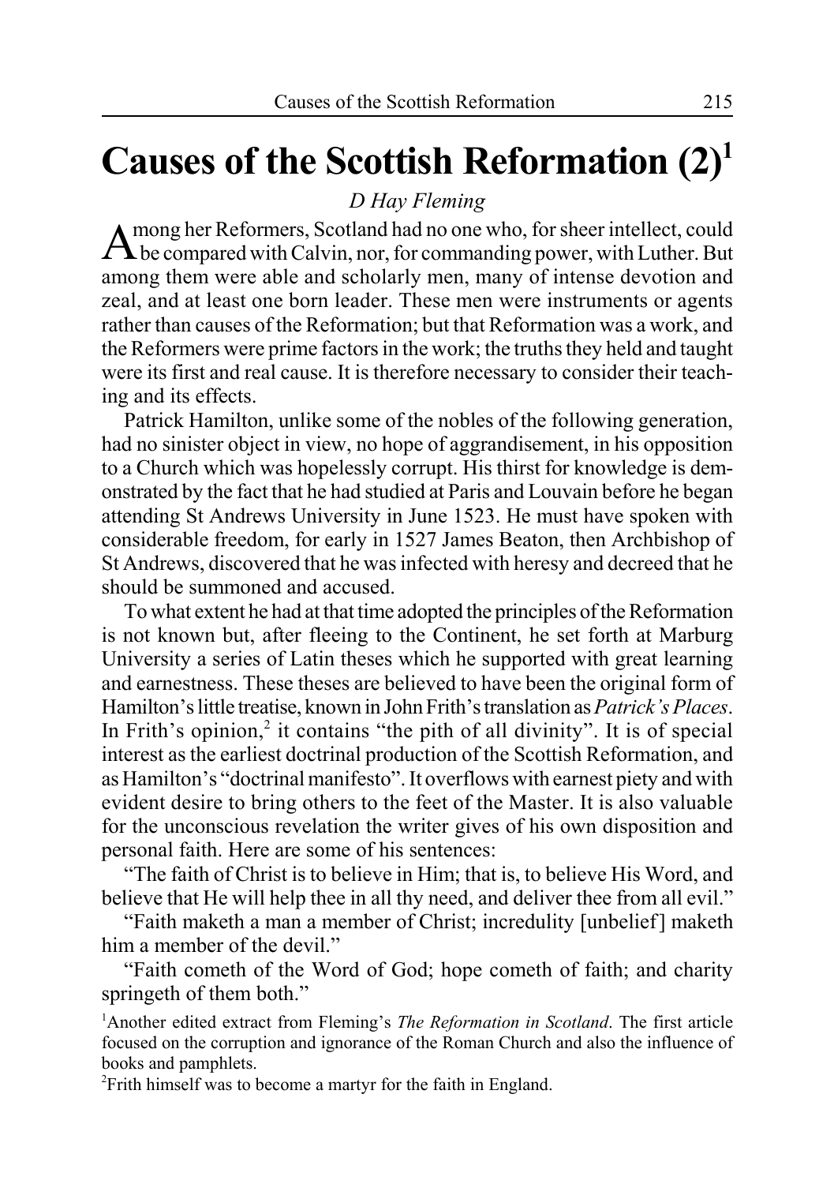# Causes of the Scottish Reformation (2)[1]

*D Hay Fleming*

Among her Reformers, Scotland had no one who, for sheer intellect, could be compared with Calvin, nor, for commanding power, with Luther. But among them were able and scholarly men, many of intense devotion and zeal, and at least one born leader. These men were instruments or agents rather than causes of the Reformation; but that Reformation was a work, and the Reformers were prime factors in the work; the truths they held and taught were its first and real cause. It is therefore necessary to consider their teaching and its effects.

Patrick Hamilton, unlike some of the nobles of the following generation, had no sinister object in view, no hope of aggrandisement, in his opposition to a Church which was hopelessly corrupt. His thirst for knowledge is demonstrated by the fact that he had studied at Paris and Louvain before he began attending St Andrews University in June 1523. He must have spoken with considerable freedom, for early in 1527 James Beaton, then Archbishop of St Andrews, discovered that he was infected with heresy and decreed that he should be summoned and accused.

To what extent he had at that time adopted the principles of the Reformation is not known but, after fleeing to the Continent, he set forth at Marburg University a series of Latin theses which he supported with great learning and earnestness. These theses are believed to have been the original form of Hamilton's little treatise, known in John Frith's translation as *Patrick's Places*. In Frith's opinion,[2] it contains "the pith of all divinity". It is of special interest as the earliest doctrinal production of the Scottish Reformation, and as Hamilton's "doctrinal manifesto". It overflows with earnest piety and with evident desire to bring others to the feet of the Master. It is also valuable for the unconscious revelation the writer gives of his own disposition and personal faith. Here are some of his sentences:

"The faith of Christ is to believe in Him; that is, to believe His Word, and believe that He will help thee in all thy need, and deliver thee from all evil."

"Faith maketh a man a member of Christ; incredulity [unbelief] maketh him a member of the devil."

"Faith cometh of the Word of God; hope cometh of faith; and charity springeth of them both."

[1]Another edited extract from Fleming's *The Reformation in Scotland*. The first article focused on the corruption and ignorance of the Roman Church and also the influence of books and pamphlets.

[2]Frith himself was to become a martyr for the faith in England.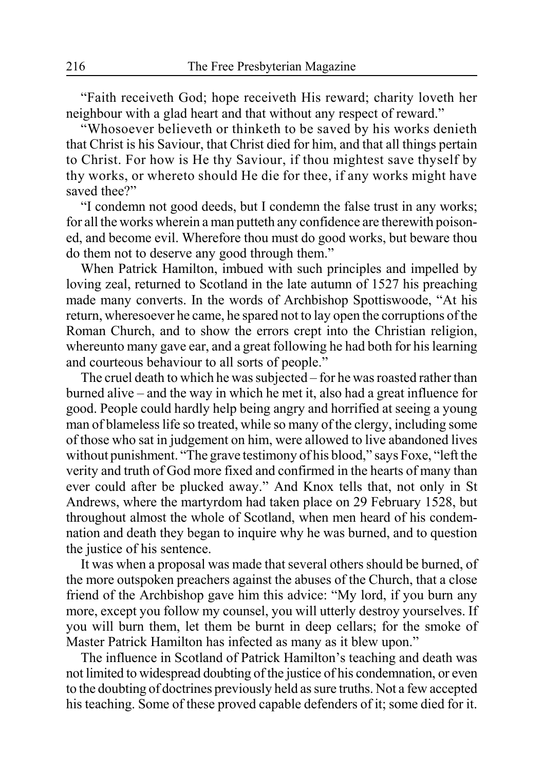"Faith receiveth God; hope receiveth His reward; charity loveth her neighbour with a glad heart and that without any respect of reward."

"Whosoever believeth or thinketh to be saved by his works denieth that Christ is his Saviour, that Christ died for him, and that all things pertain to Christ. For how is He thy Saviour, if thou mightest save thyself by thy works, or whereto should He die for thee, if any works might have saved thee?"

"I condemn not good deeds, but I condemn the false trust in any works; for all the works wherein a man putteth any confidence are therewith poisoned, and become evil. Wherefore thou must do good works, but beware thou do them not to deserve any good through them."

When Patrick Hamilton, imbued with such principles and impelled by loving zeal, returned to Scotland in the late autumn of 1527 his preaching made many converts. In the words of Archbishop Spottiswoode, "At his return, wheresoever he came, he spared not to lay open the corruptions of the Roman Church, and to show the errors crept into the Christian religion, whereunto many gave ear, and a great following he had both for his learning and courteous behaviour to all sorts of people."

The cruel death to which he was subjected – for he was roasted rather than burned alive – and the way in which he met it, also had a great influence for good. People could hardly help being angry and horrified at seeing a young man of blameless life so treated, while so many of the clergy, including some of those who sat in judgement on him, were allowed to live abandoned lives without punishment. "The grave testimony of his blood," says Foxe, "left the verity and truth of God more fixed and confirmed in the hearts of many than ever could after be plucked away." And Knox tells that, not only in St Andrews, where the martyrdom had taken place on 29 February 1528, but throughout almost the whole of Scotland, when men heard of his condemnation and death they began to inquire why he was burned, and to question the justice of his sentence.

It was when a proposal was made that several others should be burned, of the more outspoken preachers against the abuses of the Church, that a close friend of the Archbishop gave him this advice: "My lord, if you burn any more, except you follow my counsel, you will utterly destroy yourselves. If you will burn them, let them be burnt in deep cellars; for the smoke of Master Patrick Hamilton has infected as many as it blew upon."

The influence in Scotland of Patrick Hamilton's teaching and death was not limited to widespread doubting of the justice of his condemnation, or even to the doubting of doctrines previously held as sure truths. Not a few accepted his teaching. Some of these proved capable defenders of it; some died for it.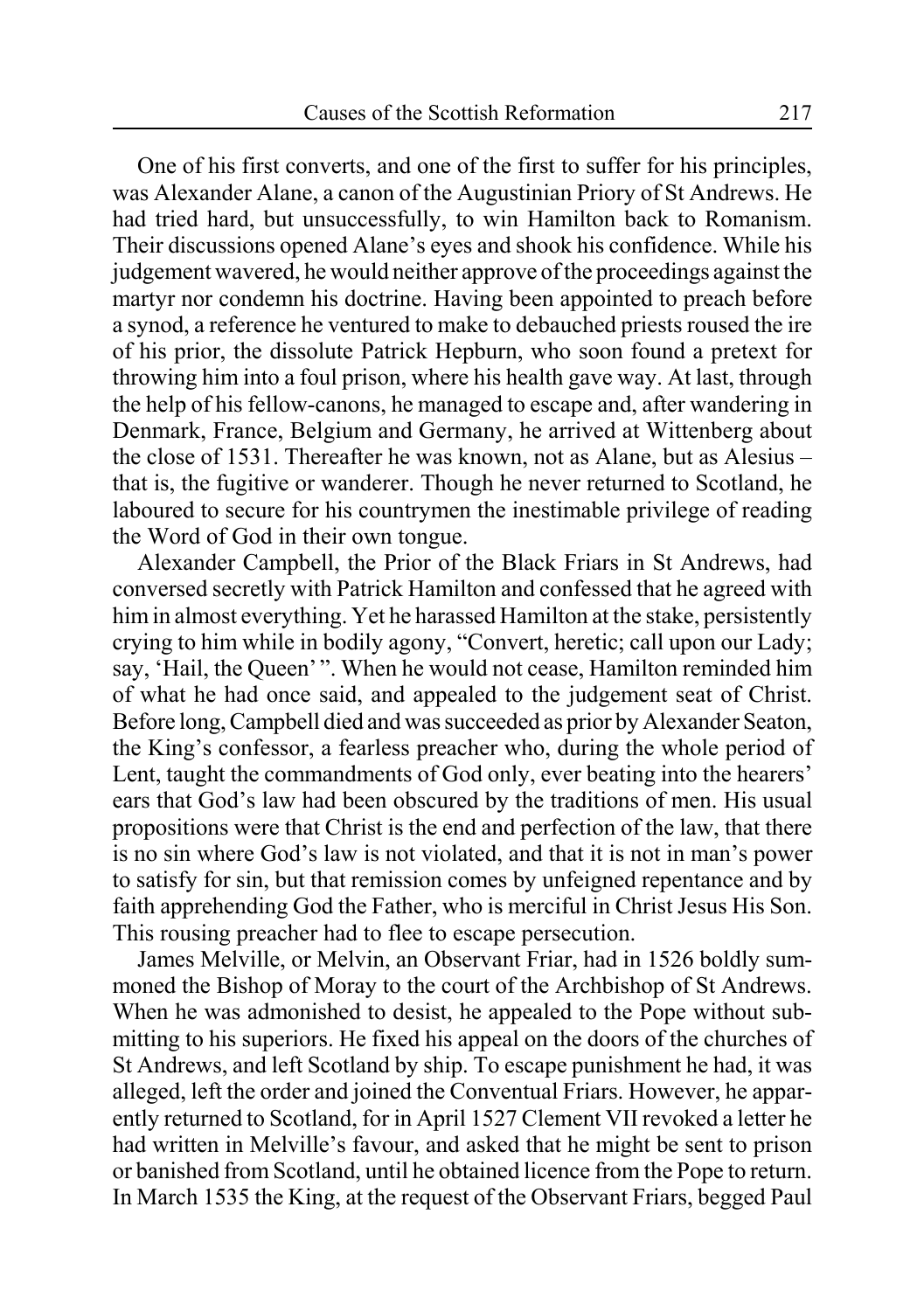One of his first converts, and one of the first to suffer for his principles, was Alexander Alane, a canon of the Augustinian Priory of St Andrews. He had tried hard, but unsuccessfully, to win Hamilton back to Romanism. Their discussions opened Alane's eyes and shook his confidence. While his judgement wavered, he would neither approve of the proceedings against the martyr nor condemn his doctrine. Having been appointed to preach before a synod, a reference he ventured to make to debauched priests roused the ire of his prior, the dissolute Patrick Hepburn, who soon found a pretext for throwing him into a foul prison, where his health gave way. At last, through the help of his fellow-canons, he managed to escape and, after wandering in Denmark, France, Belgium and Germany, he arrived at Wittenberg about the close of 1531. Thereafter he was known, not as Alane, but as Alesius – that is, the fugitive or wanderer. Though he never returned to Scotland, he laboured to secure for his countrymen the inestimable privilege of reading the Word of God in their own tongue.

Alexander Campbell, the Prior of the Black Friars in St Andrews, had conversed secretly with Patrick Hamilton and confessed that he agreed with him in almost everything. Yet he harassed Hamilton at the stake, persistently crying to him while in bodily agony, "Convert, heretic; call upon our Lady; say, 'Hail, the Queen' ". When he would not cease, Hamilton reminded him of what he had once said, and appealed to the judgement seat of Christ. Before long, Campbell died and was succeeded as prior by Alexander Seaton, the King's confessor, a fearless preacher who, during the whole period of Lent, taught the commandments of God only, ever beating into the hearers' ears that God's law had been obscured by the traditions of men. His usual propositions were that Christ is the end and perfection of the law, that there is no sin where God's law is not violated, and that it is not in man's power to satisfy for sin, but that remission comes by unfeigned repentance and by faith apprehending God the Father, who is merciful in Christ Jesus His Son. This rousing preacher had to flee to escape persecution.

James Melville, or Melvin, an Observant Friar, had in 1526 boldly summoned the Bishop of Moray to the court of the Archbishop of St Andrews. When he was admonished to desist, he appealed to the Pope without submitting to his superiors. He fixed his appeal on the doors of the churches of St Andrews, and left Scotland by ship. To escape punishment he had, it was alleged, left the order and joined the Conventual Friars. However, he apparently returned to Scotland, for in April 1527 Clement VII revoked a letter he had written in Melville's favour, and asked that he might be sent to prison or banished from Scotland, until he obtained licence from the Pope to return. In March 1535 the King, at the request of the Observant Friars, begged Paul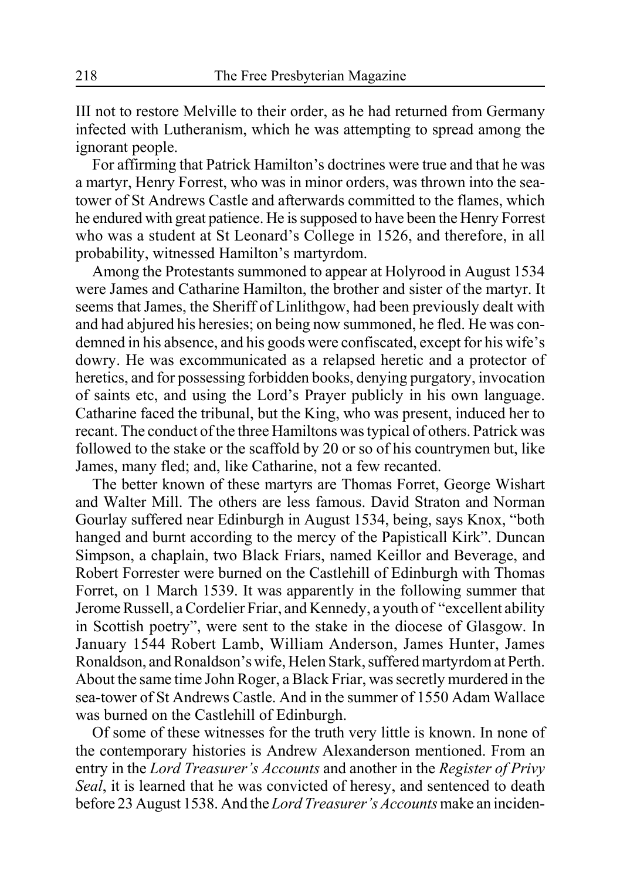III not to restore Melville to their order, as he had returned from Germany infected with Lutheranism, which he was attempting to spread among the ignorant people.

For affirming that Patrick Hamilton's doctrines were true and that he was a martyr, Henry Forrest, who was in minor orders, was thrown into the sea-tower of St Andrews Castle and afterwards committed to the flames, which he endured with great patience. He is supposed to have been the Henry Forrest who was a student at St Leonard's College in 1526, and therefore, in all probability, witnessed Hamilton's martyrdom.

Among the Protestants summoned to appear at Holyrood in August 1534 were James and Catharine Hamilton, the brother and sister of the martyr. It seems that James, the Sheriff of Linlithgow, had been previously dealt with and had abjured his heresies; on being now summoned, he fled. He was condemned in his absence, and his goods were confiscated, except for his wife's dowry. He was excommunicated as a relapsed heretic and a protector of heretics, and for possessing forbidden books, denying purgatory, invocation of saints etc, and using the Lord's Prayer publicly in his own language. Catharine faced the tribunal, but the King, who was present, induced her to recant. The conduct of the three Hamiltons was typical of others. Patrick was followed to the stake or the scaffold by 20 or so of his countrymen but, like James, many fled; and, like Catharine, not a few recanted.

The better known of these martyrs are Thomas Forret, George Wishart and Walter Mill. The others are less famous. David Straton and Norman Gourlay suffered near Edinburgh in August 1534, being, says Knox, "both hanged and burnt according to the mercy of the Papisticall Kirk". Duncan Simpson, a chaplain, two Black Friars, named Keillor and Beverage, and Robert Forrester were burned on the Castlehill of Edinburgh with Thomas Forret, on 1 March 1539. It was apparently in the following summer that Jerome Russell, a Cordelier Friar, and Kennedy, a youth of "excellent ability in Scottish poetry", were sent to the stake in the diocese of Glasgow. In January 1544 Robert Lamb, William Anderson, James Hunter, James Ronaldson, and Ronaldson's wife, Helen Stark, suffered martyrdom at Perth. About the same time John Roger, a Black Friar, was secretly murdered in the sea-tower of St Andrews Castle. And in the summer of 1550 Adam Wallace was burned on the Castlehill of Edinburgh.

Of some of these witnesses for the truth very little is known. In none of the contemporary histories is Andrew Alexanderson mentioned. From an entry in the *Lord Treasurer's Accounts* and another in the *Register of Privy Seal*, it is learned that he was convicted of heresy, and sentenced to death before 23 August 1538. And the *Lord Treasurer's Accounts* make an inciden-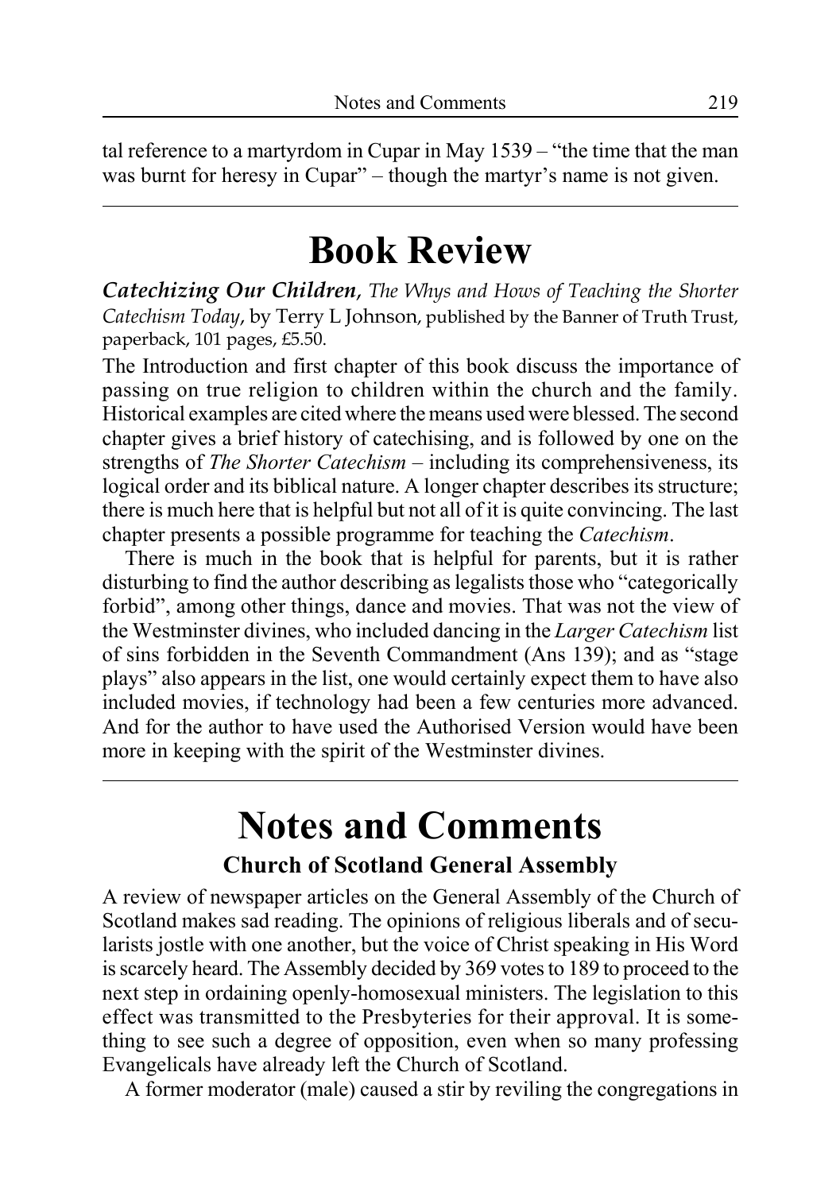tal reference to a martyrdom in Cupar in May 1539 – "the time that the man was burnt for heresy in Cupar" – though the martyr's name is not given.

# Book Review

***Catechizing Our Children****, The Whys and Hows of Teaching the Shorter Catechism Today*, by Terry L Johnson, published by the Banner of Truth Trust, paperback, 101 pages, £5.50.

The Introduction and first chapter of this book discuss the importance of passing on true religion to children within the church and the family. Historical examples are cited where the means used were blessed. The second chapter gives a brief history of catechising, and is followed by one on the strengths of *The Shorter Catechism* – including its comprehensiveness, its logical order and its biblical nature. A longer chapter describes its structure; there is much here that is helpful but not all of it is quite convincing. The last chapter presents a possible programme for teaching the *Catechism*.

There is much in the book that is helpful for parents, but it is rather disturbing to find the author describing as legalists those who "categorically forbid", among other things, dance and movies. That was not the view of the Westminster divines, who included dancing in the *Larger Catechism* list of sins forbidden in the Seventh Commandment (Ans 139); and as "stage plays" also appears in the list, one would certainly expect them to have also included movies, if technology had been a few centuries more advanced. And for the author to have used the Authorised Version would have been more in keeping with the spirit of the Westminster divines.

# Notes and Comments

## Church of Scotland General Assembly

A review of newspaper articles on the General Assembly of the Church of Scotland makes sad reading. The opinions of religious liberals and of secularists jostle with one another, but the voice of Christ speaking in His Word is scarcely heard. The Assembly decided by 369 votes to 189 to proceed to the next step in ordaining openly-homosexual ministers. The legislation to this effect was transmitted to the Presbyteries for their approval. It is something to see such a degree of opposition, even when so many professing Evangelicals have already left the Church of Scotland.

A former moderator (male) caused a stir by reviling the congregations in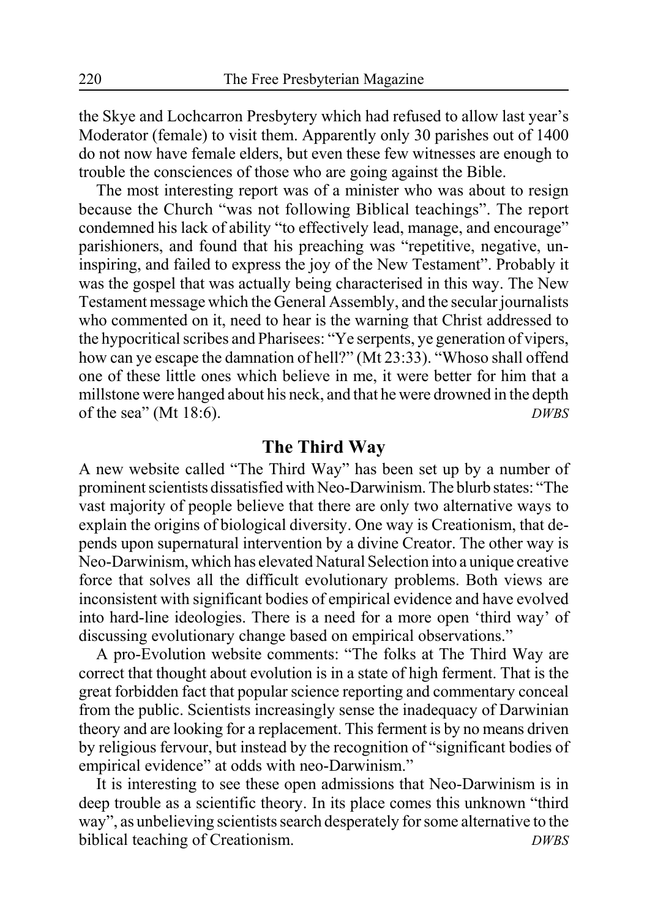the Skye and Lochcarron Presbytery which had refused to allow last year's Moderator (female) to visit them. Apparently only 30 parishes out of 1400 do not now have female elders, but even these few witnesses are enough to trouble the consciences of those who are going against the Bible.

The most interesting report was of a minister who was about to resign because the Church "was not following Biblical teachings". The report condemned his lack of ability "to effectively lead, manage, and encourage" parishioners, and found that his preaching was "repetitive, negative, uninspiring, and failed to express the joy of the New Testament". Probably it was the gospel that was actually being characterised in this way. The New Testament message which the General Assembly, and the secular journalists who commented on it, need to hear is the warning that Christ addressed to the hypocritical scribes and Pharisees: "Ye serpents, ye generation of vipers, how can ye escape the damnation of hell?" (Mt 23:33). "Whoso shall offend one of these little ones which believe in me, it were better for him that a millstone were hanged about his neck, and that he were drowned in the depth of the sea" (Mt 18:6). *DWBS*

## The Third Way

A new website called "The Third Way" has been set up by a number of prominent scientists dissatisfied with Neo-Darwinism. The blurb states: "The vast majority of people believe that there are only two alternative ways to explain the origins of biological diversity. One way is Creationism, that depends upon supernatural intervention by a divine Creator. The other way is Neo-Darwinism, which has elevated Natural Selection into a unique creative force that solves all the difficult evolutionary problems. Both views are inconsistent with significant bodies of empirical evidence and have evolved into hard-line ideologies. There is a need for a more open 'third way' of discussing evolutionary change based on empirical observations."

A pro-Evolution website comments: "The folks at The Third Way are correct that thought about evolution is in a state of high ferment. That is the great forbidden fact that popular science reporting and commentary conceal from the public. Scientists increasingly sense the inadequacy of Darwinian theory and are looking for a replacement. This ferment is by no means driven by religious fervour, but instead by the recognition of "significant bodies of empirical evidence" at odds with neo-Darwinism."

It is interesting to see these open admissions that Neo-Darwinism is in deep trouble as a scientific theory. In its place comes this unknown "third way", as unbelieving scientists search desperately for some alternative to the biblical teaching of Creationism. *DWBS*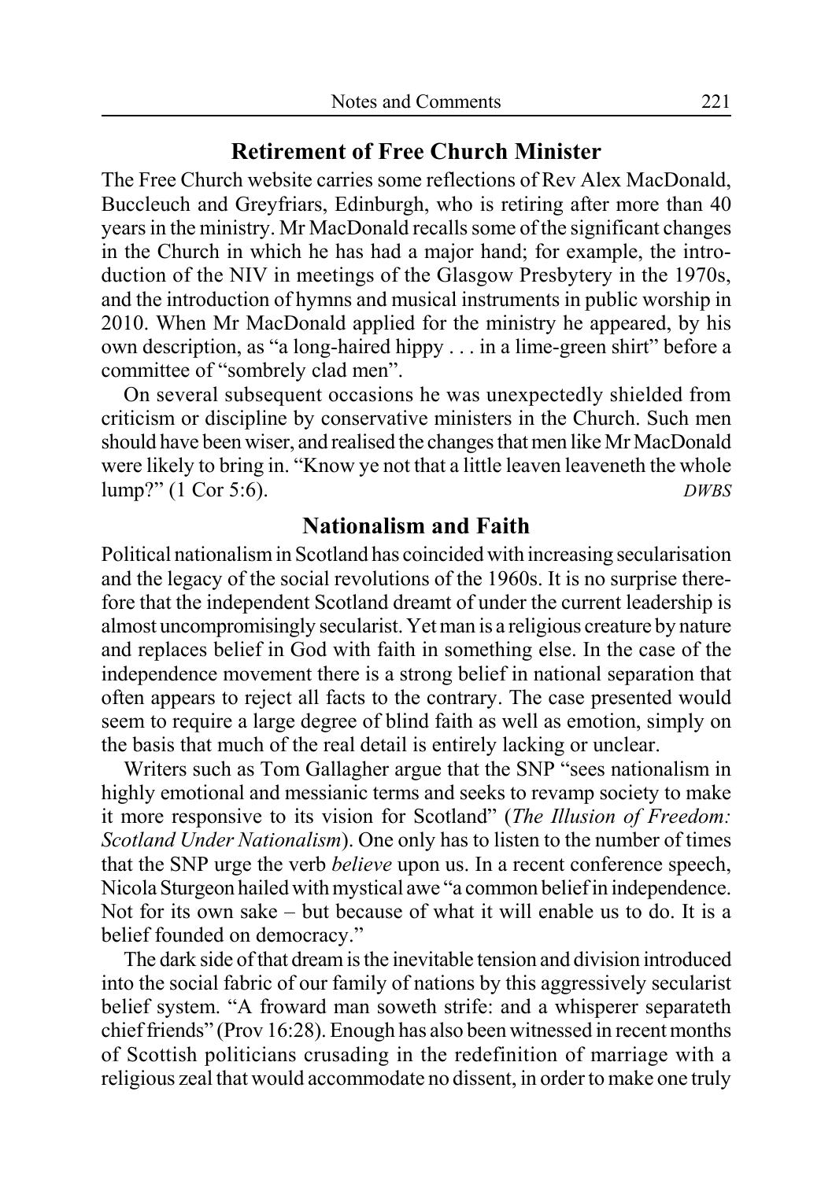## Retirement of Free Church Minister

The Free Church website carries some reflections of Rev Alex MacDonald, Buccleuch and Greyfriars, Edinburgh, who is retiring after more than 40 years in the ministry. Mr MacDonald recalls some of the significant changes in the Church in which he has had a major hand; for example, the introduction of the NIV in meetings of the Glasgow Presbytery in the 1970s, and the introduction of hymns and musical instruments in public worship in 2010. When Mr MacDonald applied for the ministry he appeared, by his own description, as "a long-haired hippy . . . in a lime-green shirt" before a committee of "sombrely clad men".

On several subsequent occasions he was unexpectedly shielded from criticism or discipline by conservative ministers in the Church. Such men should have been wiser, and realised the changes that men like Mr MacDonald were likely to bring in. "Know ye not that a little leaven leaveneth the whole lump?" (1 Cor 5:6). *DWBS*

## Nationalism and Faith

Political nationalism in Scotland has coincided with increasing secularisation and the legacy of the social revolutions of the 1960s. It is no surprise therefore that the independent Scotland dreamt of under the current leadership is almost uncompromisingly secularist. Yet man is a religious creature by nature and replaces belief in God with faith in something else. In the case of the independence movement there is a strong belief in national separation that often appears to reject all facts to the contrary. The case presented would seem to require a large degree of blind faith as well as emotion, simply on the basis that much of the real detail is entirely lacking or unclear.

Writers such as Tom Gallagher argue that the SNP "sees nationalism in highly emotional and messianic terms and seeks to revamp society to make it more responsive to its vision for Scotland" (*The Illusion of Freedom: Scotland Under Nationalism*). One only has to listen to the number of times that the SNP urge the verb *believe* upon us. In a recent conference speech, Nicola Sturgeon hailed with mystical awe "a common belief in independence. Not for its own sake – but because of what it will enable us to do. It is a belief founded on democracy."

The dark side of that dream is the inevitable tension and division introduced into the social fabric of our family of nations by this aggressively secularist belief system. "A froward man soweth strife: and a whisperer separateth chief friends" (Prov 16:28). Enough has also been witnessed in recent months of Scottish politicians crusading in the redefinition of marriage with a religious zeal that would accommodate no dissent, in order to make one truly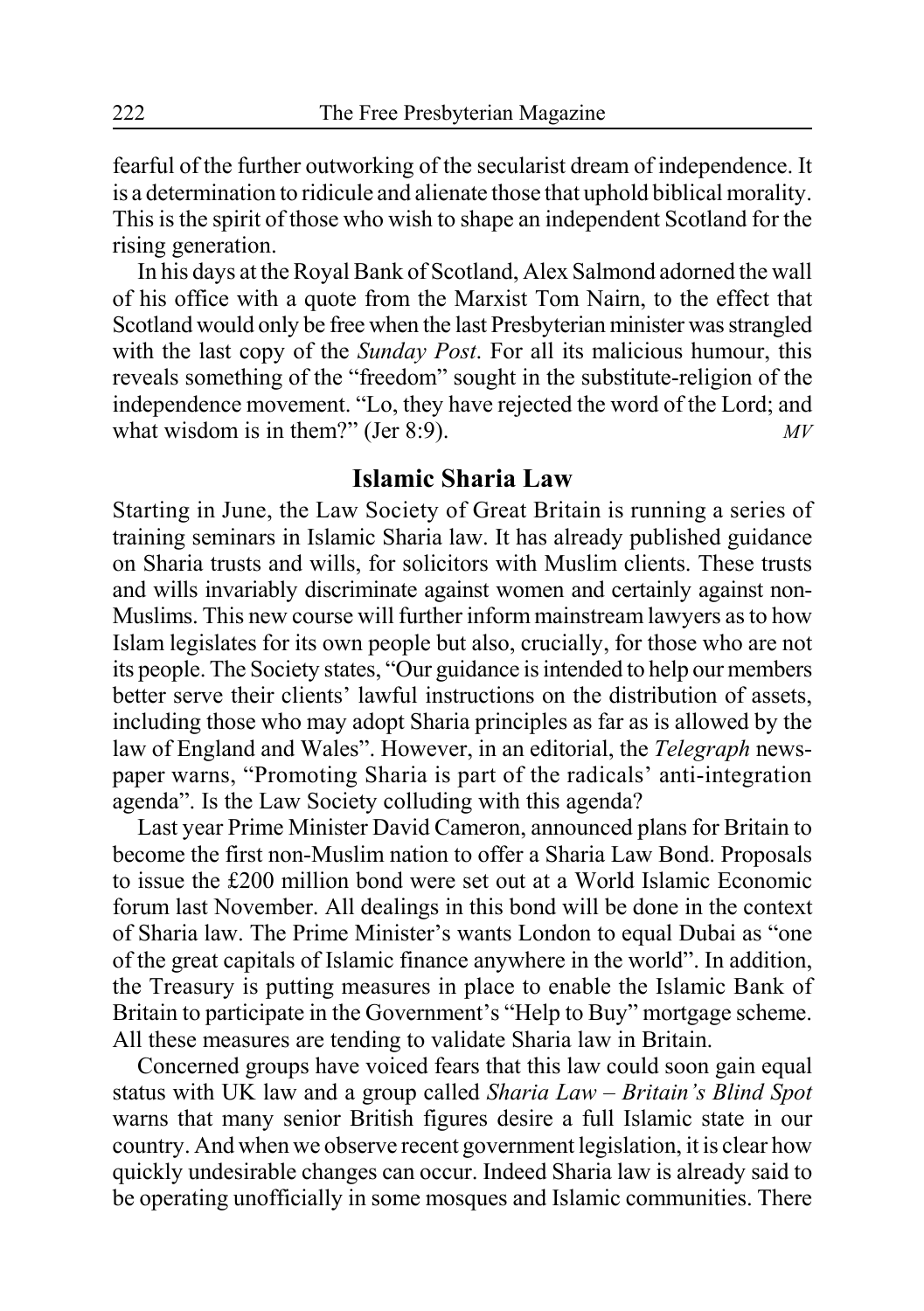fearful of the further outworking of the secularist dream of independence. It is a determination to ridicule and alienate those that uphold biblical morality. This is the spirit of those who wish to shape an independent Scotland for the rising generation.

In his days at the Royal Bank of Scotland, Alex Salmond adorned the wall of his office with a quote from the Marxist Tom Nairn, to the effect that Scotland would only be free when the last Presbyterian minister was strangled with the last copy of the *Sunday Post*. For all its malicious humour, this reveals something of the "freedom" sought in the substitute-religion of the independence movement. "Lo, they have rejected the word of the Lord; and what wisdom is in them?" (Jer 8:9). *MV*

## Islamic Sharia Law

Starting in June, the Law Society of Great Britain is running a series of training seminars in Islamic Sharia law. It has already published guidance on Sharia trusts and wills, for solicitors with Muslim clients. These trusts and wills invariably discriminate against women and certainly against non-Muslims. This new course will further inform mainstream lawyers as to how Islam legislates for its own people but also, crucially, for those who are not its people. The Society states, "Our guidance is intended to help our members better serve their clients' lawful instructions on the distribution of assets, including those who may adopt Sharia principles as far as is allowed by the law of England and Wales". However, in an editorial, the *Telegraph* newspaper warns, "Promoting Sharia is part of the radicals' anti-integration agenda". Is the Law Society colluding with this agenda?

Last year Prime Minister David Cameron, announced plans for Britain to become the first non-Muslim nation to offer a Sharia Law Bond. Proposals to issue the £200 million bond were set out at a World Islamic Economic forum last November. All dealings in this bond will be done in the context of Sharia law. The Prime Minister's wants London to equal Dubai as "one of the great capitals of Islamic finance anywhere in the world". In addition, the Treasury is putting measures in place to enable the Islamic Bank of Britain to participate in the Government's "Help to Buy" mortgage scheme. All these measures are tending to validate Sharia law in Britain.

Concerned groups have voiced fears that this law could soon gain equal status with UK law and a group called *Sharia Law – Britain's Blind Spot* warns that many senior British figures desire a full Islamic state in our country. And when we observe recent government legislation, it is clear how quickly undesirable changes can occur. Indeed Sharia law is already said to be operating unofficially in some mosques and Islamic communities. There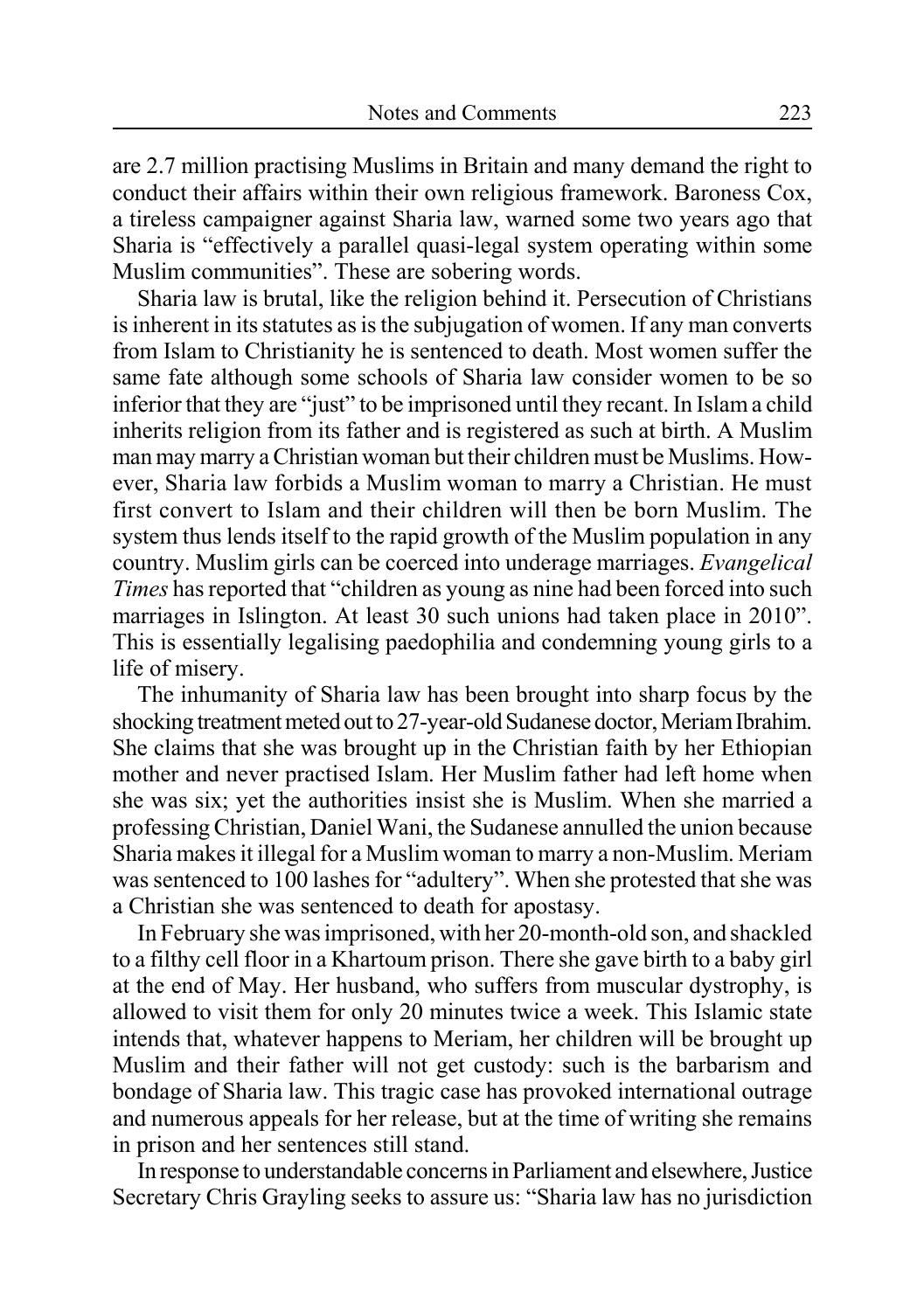are 2.7 million practising Muslims in Britain and many demand the right to conduct their affairs within their own religious framework. Baroness Cox, a tireless campaigner against Sharia law, warned some two years ago that Sharia is "effectively a parallel quasi-legal system operating within some Muslim communities". These are sobering words.

Sharia law is brutal, like the religion behind it. Persecution of Christians is inherent in its statutes as is the subjugation of women. If any man converts from Islam to Christianity he is sentenced to death. Most women suffer the same fate although some schools of Sharia law consider women to be so inferior that they are "just" to be imprisoned until they recant. In Islam a child inherits religion from its father and is registered as such at birth. A Muslim man may marry a Christian woman but their children must be Muslims. However, Sharia law forbids a Muslim woman to marry a Christian. He must first convert to Islam and their children will then be born Muslim. The system thus lends itself to the rapid growth of the Muslim population in any country. Muslim girls can be coerced into underage marriages. *Evangelical Times* has reported that "children as young as nine had been forced into such marriages in Islington. At least 30 such unions had taken place in 2010". This is essentially legalising paedophilia and condemning young girls to a life of misery.

The inhumanity of Sharia law has been brought into sharp focus by the shocking treatment meted out to 27-year-old Sudanese doctor, Meriam Ibrahim. She claims that she was brought up in the Christian faith by her Ethiopian mother and never practised Islam. Her Muslim father had left home when she was six; yet the authorities insist she is Muslim. When she married a professing Christian, Daniel Wani, the Sudanese annulled the union because Sharia makes it illegal for a Muslim woman to marry a non-Muslim. Meriam was sentenced to 100 lashes for "adultery". When she protested that she was a Christian she was sentenced to death for apostasy.

In February she was imprisoned, with her 20-month-old son, and shackled to a filthy cell floor in a Khartoum prison. There she gave birth to a baby girl at the end of May. Her husband, who suffers from muscular dystrophy, is allowed to visit them for only 20 minutes twice a week. This Islamic state intends that, whatever happens to Meriam, her children will be brought up Muslim and their father will not get custody: such is the barbarism and bondage of Sharia law. This tragic case has provoked international outrage and numerous appeals for her release, but at the time of writing she remains in prison and her sentences still stand.

In response to understandable concerns in Parliament and elsewhere, Justice Secretary Chris Grayling seeks to assure us: "Sharia law has no jurisdiction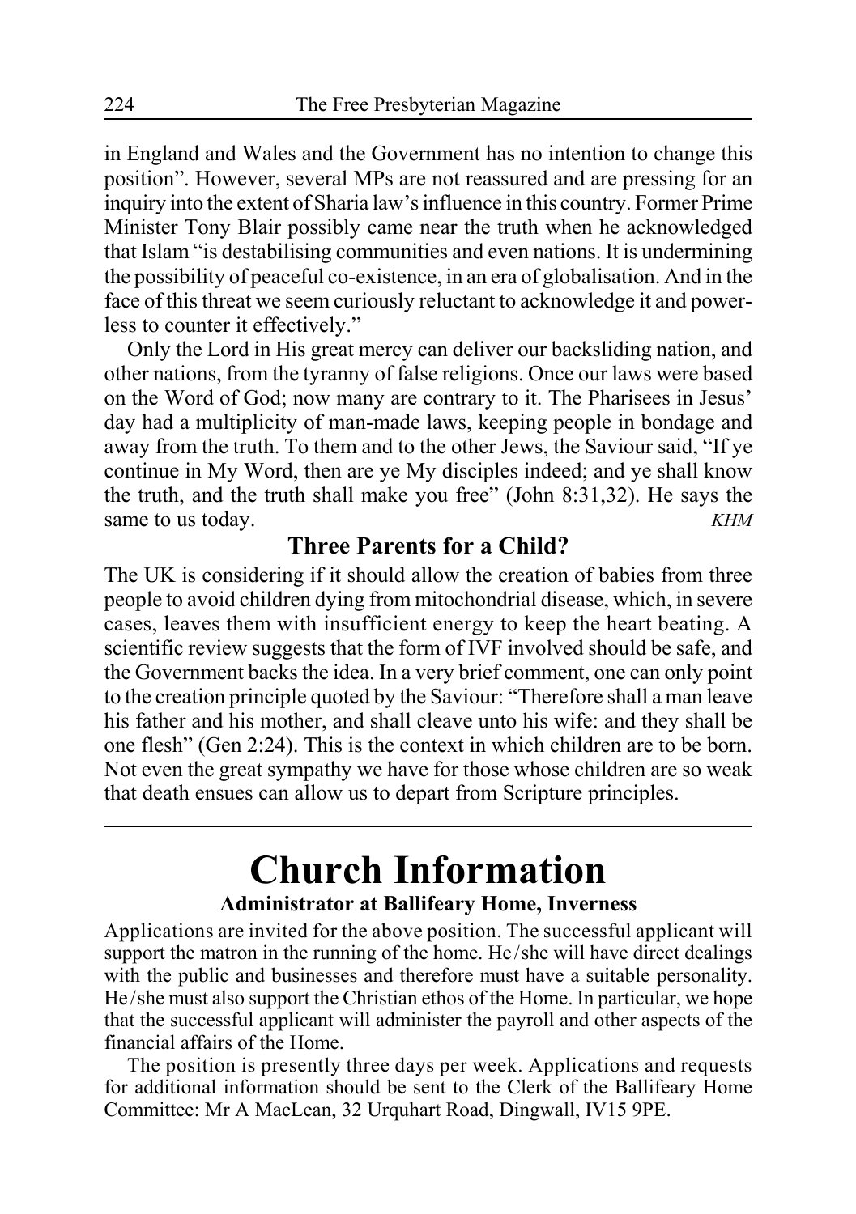in England and Wales and the Government has no intention to change this position". However, several MPs are not reassured and are pressing for an inquiry into the extent of Sharia law's influence in this country. Former Prime Minister Tony Blair possibly came near the truth when he acknowledged that Islam "is destabilising communities and even nations. It is undermining the possibility of peaceful co-existence, in an era of globalisation. And in the face of this threat we seem curiously reluctant to acknowledge it and powerless to counter it effectively."

Only the Lord in His great mercy can deliver our backsliding nation, and other nations, from the tyranny of false religions. Once our laws were based on the Word of God; now many are contrary to it. The Pharisees in Jesus' day had a multiplicity of man-made laws, keeping people in bondage and away from the truth. To them and to the other Jews, the Saviour said, "If ye continue in My Word, then are ye My disciples indeed; and ye shall know the truth, and the truth shall make you free" (John 8:31,32). He says the same to us today. *KHM*

### Three Parents for a Child?

The UK is considering if it should allow the creation of babies from three people to avoid children dying from mitochondrial disease, which, in severe cases, leaves them with insufficient energy to keep the heart beating. A scientific review suggests that the form of IVF involved should be safe, and the Government backs the idea. In a very brief comment, one can only point to the creation principle quoted by the Saviour: "Therefore shall a man leave his father and his mother, and shall cleave unto his wife: and they shall be one flesh" (Gen 2:24). This is the context in which children are to be born. Not even the great sympathy we have for those whose children are so weak that death ensues can allow us to depart from Scripture principles.

# Church Information

### Administrator at Ballifeary Home, Inverness

Applications are invited for the above position. The successful applicant will support the matron in the running of the home. He/she will have direct dealings with the public and businesses and therefore must have a suitable personality. He/she must also support the Christian ethos of the Home. In particular, we hope that the successful applicant will administer the payroll and other aspects of the financial affairs of the Home.

The position is presently three days per week. Applications and requests for additional information should be sent to the Clerk of the Ballifeary Home Committee: Mr A MacLean, 32 Urquhart Road, Dingwall, IV15 9PE.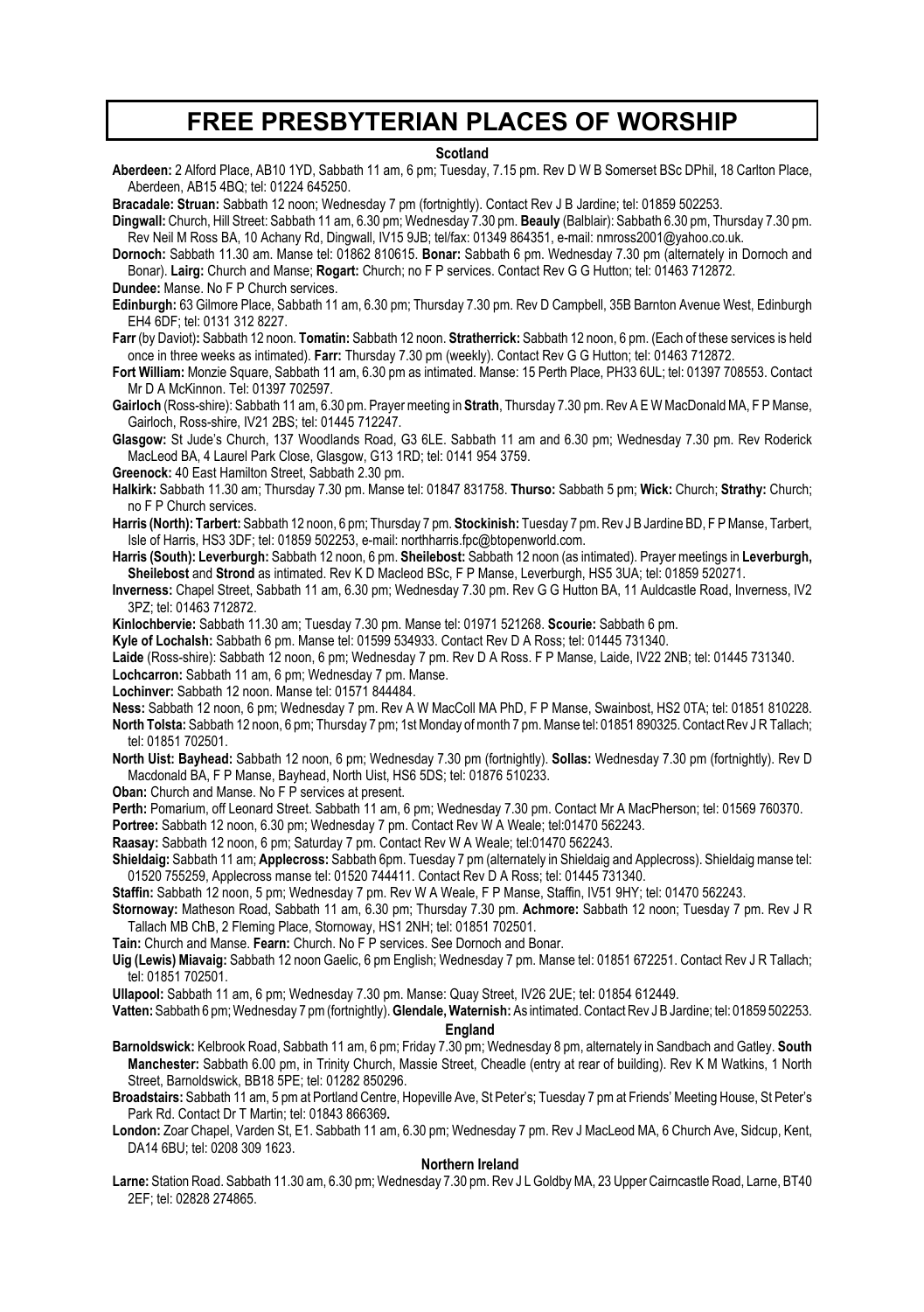# FREE PRESBYTERIAN PLACES OF WORSHIP

## Scotland

**Aberdeen:** 2 Alford Place, AB10 1YD, Sabbath 11 am, 6 pm; Tuesday, 7.15 pm. Rev D W B Somerset BSc DPhil, 18 Carlton Place, Aberdeen, AB15 4BQ; tel: 01224 645250.

**Bracadale: Struan:** Sabbath 12 noon; Wednesday 7 pm (fortnightly). Contact Rev J B Jardine; tel: 01859 502253.

**Dingwall:** Church, Hill Street: Sabbath 11 am, 6.30 pm; Wednesday 7.30 pm. **Beauly** (Balblair): Sabbath 6.30 pm, Thursday 7.30 pm. Rev Neil M Ross BA, 10 Achany Rd, Dingwall, IV15 9JB; tel/fax: 01349 864351, e-mail: nmross2001@yahoo.co.uk.

**Dornoch:** Sabbath 11.30 am. Manse tel: 01862 810615. **Bonar:** Sabbath 6 pm. Wednesday 7.30 pm (alternately in Dornoch and Bonar). **Lairg:** Church and Manse; **Rogart:** Church; no F P services. Contact Rev G G Hutton; tel: 01463 712872.

**Dundee:** Manse. No F P Church services.

**Edinburgh:** 63 Gilmore Place, Sabbath 11 am, 6.30 pm; Thursday 7.30 pm. Rev D Campbell, 35B Barnton Avenue West, Edinburgh EH4 6DF; tel: 0131 312 8227.

**Farr** (by Daviot)**:** Sabbath 12 noon. **Tomatin:** Sabbath 12 noon. **Stratherrick:** Sabbath 12 noon, 6 pm. (Each of these services is held once in three weeks as intimated). **Farr:** Thursday 7.30 pm (weekly). Contact Rev G G Hutton; tel: 01463 712872.

**Fort William:** Monzie Square, Sabbath 11 am, 6.30 pm as intimated. Manse: 15 Perth Place, PH33 6UL; tel: 01397 708553. Contact Mr D A McKinnon. Tel: 01397 702597.

**Gairloch** (Ross-shire): Sabbath 11 am, 6.30 pm. Prayer meeting in **Strath**, Thursday 7.30 pm. Rev A E W MacDonald MA, F P Manse, Gairloch, Ross-shire, IV21 2BS; tel: 01445 712247.

**Glasgow:** St Jude's Church, 137 Woodlands Road, G3 6LE. Sabbath 11 am and 6.30 pm; Wednesday 7.30 pm. Rev Roderick MacLeod BA, 4 Laurel Park Close, Glasgow, G13 1RD; tel: 0141 954 3759.

**Greenock:** 40 East Hamilton Street, Sabbath 2.30 pm.

**Halkirk:** Sabbath 11.30 am; Thursday 7.30 pm. Manse tel: 01847 831758. **Thurso:** Sabbath 5 pm; **Wick:** Church; **Strathy:** Church; no F P Church services.

**Harris (North): Tarbert:** Sabbath 12 noon, 6 pm; Thursday 7 pm. **Stockinish:** Tuesday 7 pm. Rev J B Jardine BD, F P Manse, Tarbert, Isle of Harris, HS3 3DF; tel: 01859 502253, e-mail: northharris.fpc@btopenworld.com.

**Harris (South): Leverburgh:** Sabbath 12 noon, 6 pm. **Sheilebost:** Sabbath 12 noon (as intimated). Prayer meetings in **Leverburgh, Sheilebost** and **Strond** as intimated. Rev K D Macleod BSc, F P Manse, Leverburgh, HS5 3UA; tel: 01859 520271.

**Inverness:** Chapel Street, Sabbath 11 am, 6.30 pm; Wednesday 7.30 pm. Rev G G Hutton BA, 11 Auldcastle Road, Inverness, IV2 3PZ; tel: 01463 712872.

**Kinlochbervie:** Sabbath 11.30 am; Tuesday 7.30 pm. Manse tel: 01971 521268. **Scourie:** Sabbath 6 pm.

**Kyle of Lochalsh:** Sabbath 6 pm. Manse tel: 01599 534933. Contact Rev D A Ross; tel: 01445 731340.

**Laide** (Ross-shire): Sabbath 12 noon, 6 pm; Wednesday 7 pm. Rev D A Ross. F P Manse, Laide, IV22 2NB; tel: 01445 731340.

**Lochcarron:** Sabbath 11 am, 6 pm; Wednesday 7 pm. Manse.

**Lochinver:** Sabbath 12 noon. Manse tel: 01571 844484.

**Ness:** Sabbath 12 noon, 6 pm; Wednesday 7 pm. Rev A W MacColl MA PhD, F P Manse, Swainbost, HS2 0TA; tel: 01851 810228.

**North Tolsta:** Sabbath 12 noon, 6 pm; Thursday 7 pm; 1st Monday of month 7 pm. Manse tel: 01851 890325. Contact Rev J R Tallach; tel: 01851 702501.

**North Uist: Bayhead:** Sabbath 12 noon, 6 pm; Wednesday 7.30 pm (fortnightly). **Sollas:** Wednesday 7.30 pm (fortnightly). Rev D Macdonald BA, F P Manse, Bayhead, North Uist, HS6 5DS; tel: 01876 510233.

**Oban:** Church and Manse. No F P services at present.

**Perth:** Pomarium, off Leonard Street. Sabbath 11 am, 6 pm; Wednesday 7.30 pm. Contact Mr A MacPherson; tel: 01569 760370.

**Portree:** Sabbath 12 noon, 6.30 pm; Wednesday 7 pm. Contact Rev W A Weale; tel:01470 562243.

**Raasay:** Sabbath 12 noon, 6 pm; Saturday 7 pm. Contact Rev W A Weale; tel:01470 562243.

**Shieldaig:** Sabbath 11 am; **Applecross:** Sabbath 6pm. Tuesday 7 pm (alternately in Shieldaig and Applecross). Shieldaig manse tel: 01520 755259, Applecross manse tel: 01520 744411. Contact Rev D A Ross; tel: 01445 731340.

**Staffin:** Sabbath 12 noon, 5 pm; Wednesday 7 pm. Rev W A Weale, F P Manse, Staffin, IV51 9HY; tel: 01470 562243.

**Stornoway:** Matheson Road, Sabbath 11 am, 6.30 pm; Thursday 7.30 pm. **Achmore:** Sabbath 12 noon; Tuesday 7 pm. Rev J R Tallach MB ChB, 2 Fleming Place, Stornoway, HS1 2NH; tel: 01851 702501.

**Tain:** Church and Manse. **Fearn:** Church. No F P services. See Dornoch and Bonar.

**Uig (Lewis) Miavaig:** Sabbath 12 noon Gaelic, 6 pm English; Wednesday 7 pm. Manse tel: 01851 672251. Contact Rev J R Tallach; tel: 01851 702501.

**Ullapool:** Sabbath 11 am, 6 pm; Wednesday 7.30 pm. Manse: Quay Street, IV26 2UE; tel: 01854 612449.

**Vatten:** Sabbath 6 pm; Wednesday 7 pm (fortnightly). **Glendale, Waternish:** As intimated. Contact Rev J B Jardine; tel: 01859 502253.

## England

**Barnoldswick:** Kelbrook Road, Sabbath 11 am, 6 pm; Friday 7.30 pm; Wednesday 8 pm, alternately in Sandbach and Gatley. **South Manchester:** Sabbath 6.00 pm, in Trinity Church, Massie Street, Cheadle (entry at rear of building). Rev K M Watkins, 1 North Street, Barnoldswick, BB18 5PE; tel: 01282 850296.

**Broadstairs:** Sabbath 11 am, 5 pm at Portland Centre, Hopeville Ave, St Peter's; Tuesday 7 pm at Friends' Meeting House, St Peter's Park Rd. Contact Dr T Martin; tel: 01843 866369**.**

**London:** Zoar Chapel, Varden St, E1. Sabbath 11 am, 6.30 pm; Wednesday 7 pm. Rev J MacLeod MA, 6 Church Ave, Sidcup, Kent, DA14 6BU; tel: 0208 309 1623.

## Northern Ireland

**Larne:** Station Road. Sabbath 11.30 am, 6.30 pm; Wednesday 7.30 pm. Rev J L Goldby MA, 23 Upper Cairncastle Road, Larne, BT40 2EF; tel: 02828 274865.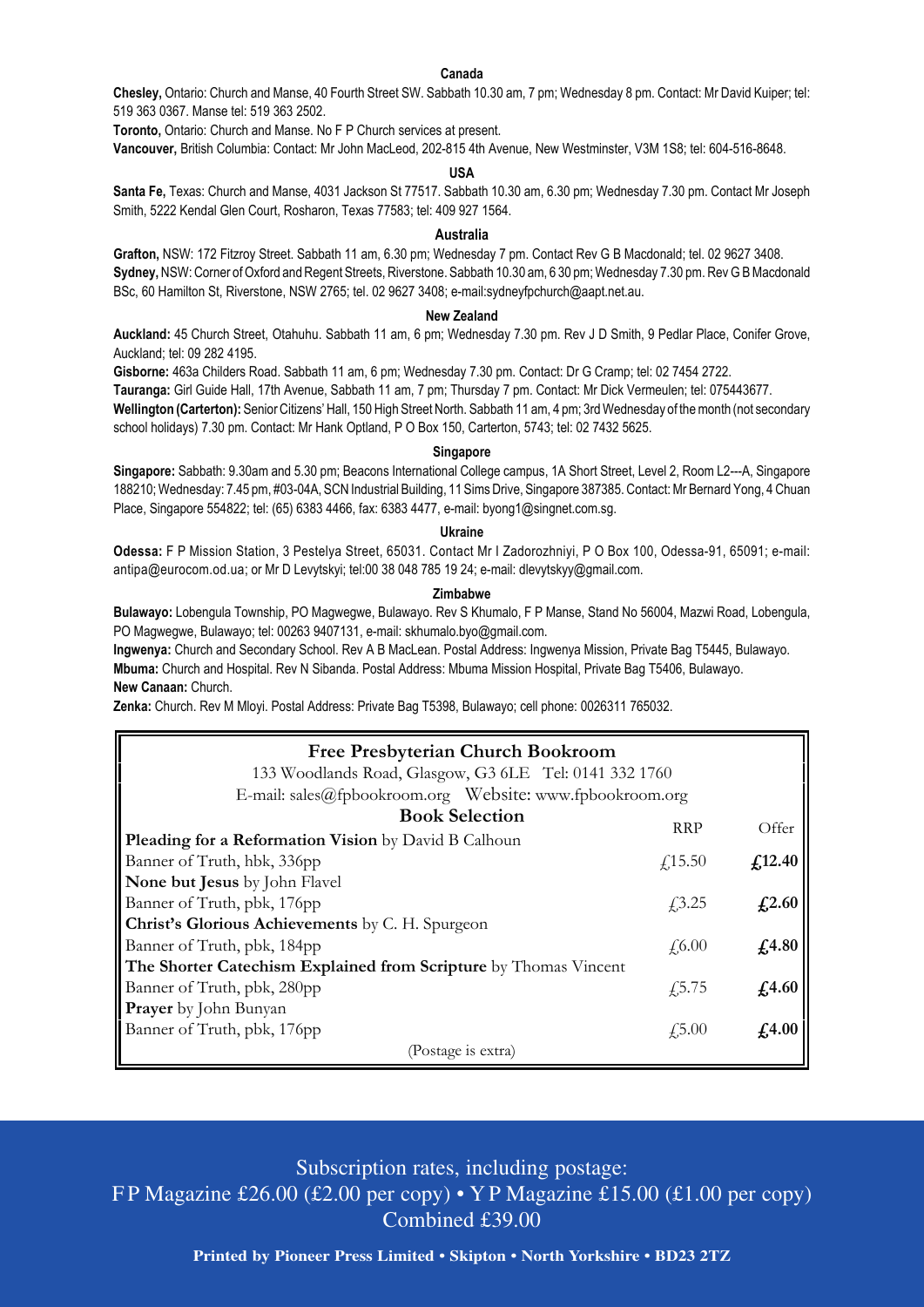### Canada

**Chesley,** Ontario: Church and Manse, 40 Fourth Street SW. Sabbath 10.30 am, 7 pm; Wednesday 8 pm. Contact: Mr David Kuiper; tel: 519 363 0367. Manse tel: 519 363 2502.

**Toronto,** Ontario: Church and Manse. No F P Church services at present.

**Vancouver,** British Columbia: Contact: Mr John MacLeod, 202-815 4th Avenue, New Westminster, V3M 1S8; tel: 604-516-8648.

### USA

**Santa Fe,** Texas: Church and Manse, 4031 Jackson St 77517. Sabbath 10.30 am, 6.30 pm; Wednesday 7.30 pm. Contact Mr Joseph Smith, 5222 Kendal Glen Court, Rosharon, Texas 77583; tel: 409 927 1564.

### Australia

**Grafton,** NSW: 172 Fitzroy Street. Sabbath 11 am, 6.30 pm; Wednesday 7 pm. Contact Rev G B Macdonald; tel. 02 9627 3408.

**Sydney,** NSW: Corner of Oxford and Regent Streets, Riverstone. Sabbath 10.30 am, 6 30 pm; Wednesday 7.30 pm. Rev G B Macdonald BSc, 60 Hamilton St, Riverstone, NSW 2765; tel. 02 9627 3408; e-mail:sydneyfpchurch@aapt.net.au.

### New Zealand

**Auckland:** 45 Church Street, Otahuhu. Sabbath 11 am, 6 pm; Wednesday 7.30 pm. Rev J D Smith, 9 Pedlar Place, Conifer Grove, Auckland; tel: 09 282 4195.

**Gisborne:** 463a Childers Road. Sabbath 11 am, 6 pm; Wednesday 7.30 pm. Contact: Dr G Cramp; tel: 02 7454 2722.

**Tauranga:** Girl Guide Hall, 17th Avenue, Sabbath 11 am, 7 pm; Thursday 7 pm. Contact: Mr Dick Vermeulen; tel: 075443677.

**Wellington (Carterton):** Senior Citizens' Hall, 150 High Street North. Sabbath 11 am, 4 pm; 3rd Wednesday of the month (not secondary school holidays) 7.30 pm. Contact: Mr Hank Optland, P O Box 150, Carterton, 5743; tel: 02 7432 5625.

### Singapore

**Singapore:** Sabbath: 9.30am and 5.30 pm; Beacons International College campus, 1A Short Street, Level 2, Room L2---A, Singapore 188210; Wednesday: 7.45 pm, #03-04A, SCN Industrial Building, 11 Sims Drive, Singapore 387385. Contact: Mr Bernard Yong, 4 Chuan Place, Singapore 554822; tel: (65) 6383 4466, fax: 6383 4477, e-mail: byong1@singnet.com.sg.

### Ukraine

**Odessa:** F P Mission Station, 3 Pestelya Street, 65031. Contact Mr I Zadorozhniyi, P O Box 100, Odessa-91, 65091; e-mail: antipa@eurocom.od.ua; or Mr D Levytskyi; tel:00 38 048 785 19 24; e-mail: dlevytskyy@gmail.com.

### Zimbabwe

**Bulawayo:** Lobengula Township, PO Magwegwe, Bulawayo. Rev S Khumalo, F P Manse, Stand No 56004, Mazwi Road, Lobengula, PO Magwegwe, Bulawayo; tel: 00263 9407131, e-mail: skhumalo.byo@gmail.com.

**Ingwenya:** Church and Secondary School. Rev A B MacLean. Postal Address: Ingwenya Mission, Private Bag T5445, Bulawayo.

**Mbuma:** Church and Hospital. Rev N Sibanda. Postal Address: Mbuma Mission Hospital, Private Bag T5406, Bulawayo.

**New Canaan:** Church.

**Zenka:** Church. Rev M Mloyi. Postal Address: Private Bag T5398, Bulawayo; cell phone: 0026311 765032.

## Free Presbyterian Church Bookroom

133 Woodlands Road, Glasgow, G3 6LE Tel: 0141 332 1760

E-mail: sales@fpbookroom.org Website: www.fpbookroom.org

**Book Selection**

| | RRP | Offer |
|---|---|---|
| **Pleading for a Reformation Vision** by David B Calhoun | | |
| Banner of Truth, hbk, 336pp | £15.50 | **£12.40** |
| **None but Jesus** by John Flavel | | |
| Banner of Truth, pbk, 176pp | £3.25 | **£2.60** |
| **Christ's Glorious Achievements** by C. H. Spurgeon | | |
| Banner of Truth, pbk, 184pp | £6.00 | **£4.80** |
| **The Shorter Catechism Explained from Scripture** by Thomas Vincent | | |
| Banner of Truth, pbk, 280pp | £5.75 | **£4.60** |
| **Prayer** by John Bunyan | | |
| Banner of Truth, pbk, 176pp | £5.00 | **£4.00** |

(Postage is extra)

Subscription rates, including postage:
FP Magazine £26.00 (£2.00 per copy) • Y P Magazine £15.00 (£1.00 per copy)
Combined £39.00

**Printed by Pioneer Press Limited • Skipton • North Yorkshire • BD23 2TZ**